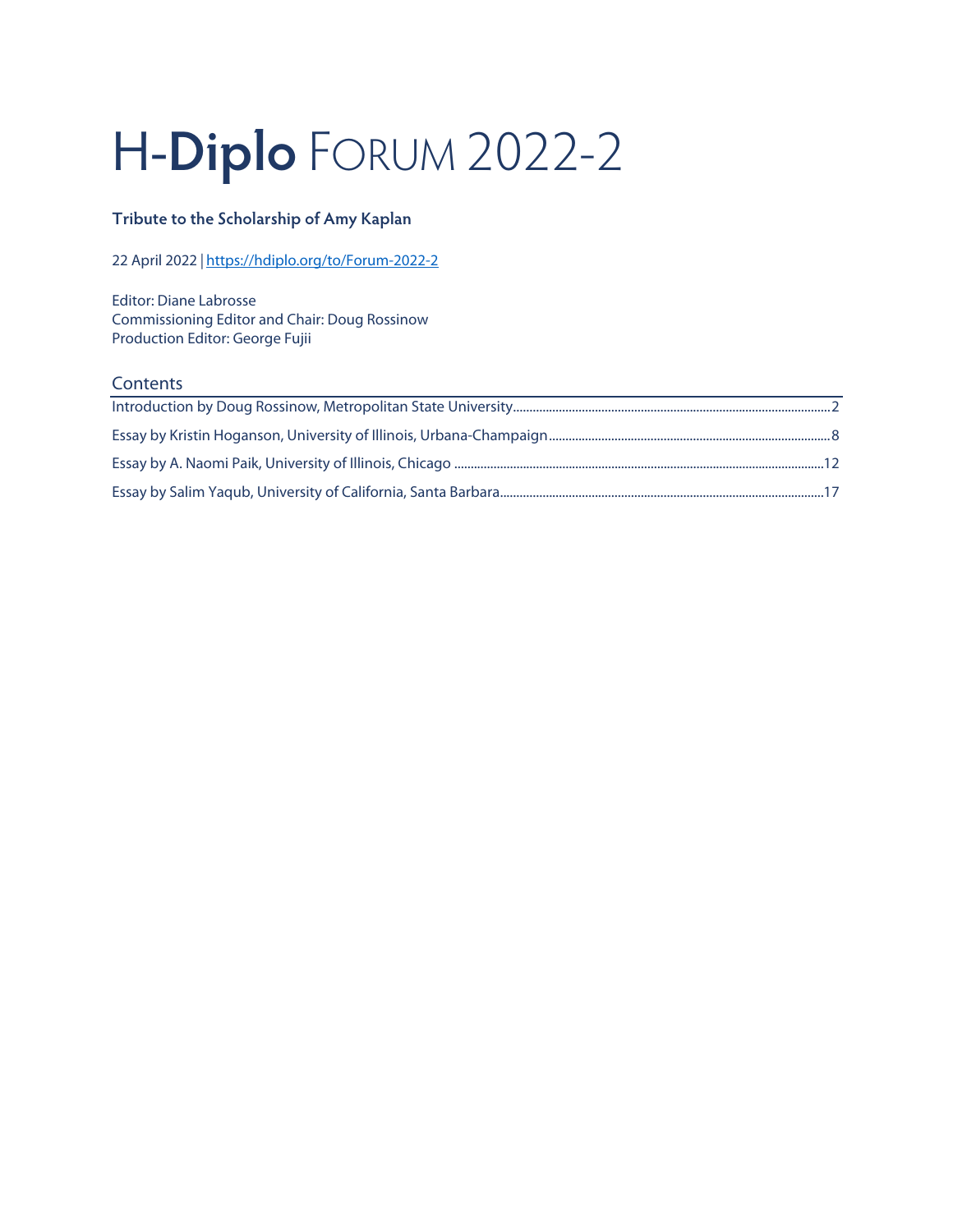# H-**Diplo** FORUM 2022-2

**Tribute to the Scholarship of Amy Kaplan**

22 April 2022 | https://hdiplo.org/to/Forum-2022-2

Editor: Diane Labrosse
Commissioning Editor and Chair: Doug Rossinow
Production Editor: George Fujii

## Contents

Introduction by Doug Rossinow, Metropolitan State University ........ 2

Essay by Kristin Hoganson, University of Illinois, Urbana-Champaign ........ 8

Essay by A. Naomi Paik, University of Illinois, Chicago ........ 12

Essay by Salim Yaqub, University of California, Santa Barbara ........ 17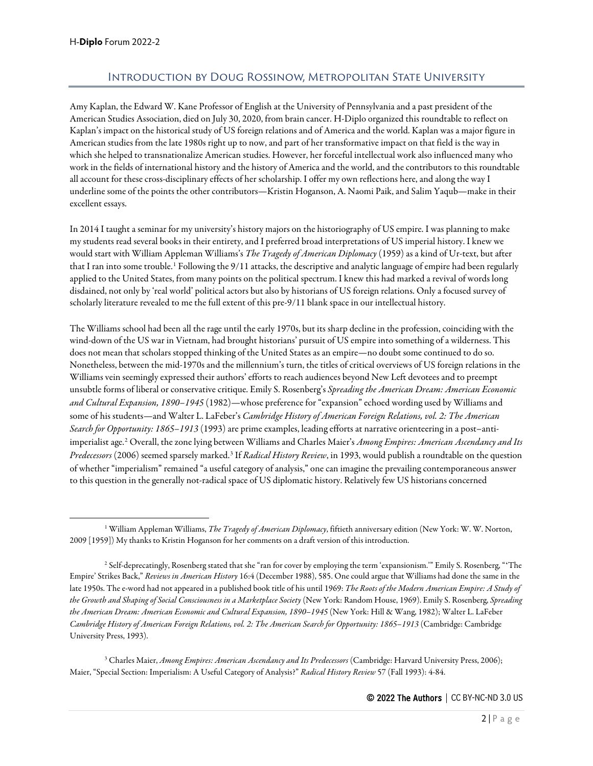## Introduction by Doug Rossinow, Metropolitan State University

Amy Kaplan, the Edward W. Kane Professor of English at the University of Pennsylvania and a past president of the American Studies Association, died on July 30, 2020, from brain cancer. H-Diplo organized this roundtable to reflect on Kaplan's impact on the historical study of US foreign relations and of America and the world. Kaplan was a major figure in American studies from the late 1980s right up to now, and part of her transformative impact on that field is the way in which she helped to transnationalize American studies. However, her forceful intellectual work also influenced many who work in the fields of international history and the history of America and the world, and the contributors to this roundtable all account for these cross-disciplinary effects of her scholarship. I offer my own reflections here, and along the way I underline some of the points the other contributors—Kristin Hoganson, A. Naomi Paik, and Salim Yaqub—make in their excellent essays.

In 2014 I taught a seminar for my university's history majors on the historiography of US empire. I was planning to make my students read several books in their entirety, and I preferred broad interpretations of US imperial history. I knew we would start with William Appleman Williams's *The Tragedy of American Diplomacy* (1959) as a kind of Ur-text, but after that I ran into some trouble.[1] Following the 9/11 attacks, the descriptive and analytic language of empire had been regularly applied to the United States, from many points on the political spectrum. I knew this had marked a revival of words long disdained, not only by 'real world' political actors but also by historians of US foreign relations. Only a focused survey of scholarly literature revealed to me the full extent of this pre-9/11 blank space in our intellectual history.

The Williams school had been all the rage until the early 1970s, but its sharp decline in the profession, coinciding with the wind-down of the US war in Vietnam, had brought historians' pursuit of US empire into something of a wilderness. This does not mean that scholars stopped thinking of the United States as an empire—no doubt some continued to do so. Nonetheless, between the mid-1970s and the millennium's turn, the titles of critical overviews of US foreign relations in the Williams vein seemingly expressed their authors' efforts to reach audiences beyond New Left devotees and to preempt unsubtle forms of liberal or conservative critique. Emily S. Rosenberg's *Spreading the American Dream: American Economic and Cultural Expansion, 1890–1945* (1982)—whose preference for "expansion" echoed wording used by Williams and some of his students—and Walter L. LaFeber's *Cambridge History of American Foreign Relations, vol. 2: The American Search for Opportunity: 1865–1913* (1993) are prime examples, leading efforts at narrative orienteering in a post–anti-imperialist age.[2] Overall, the zone lying between Williams and Charles Maier's *Among Empires: American Ascendancy and Its Predecessors* (2006) seemed sparsely marked.[3] If *Radical History Review*, in 1993, would publish a roundtable on the question of whether "imperialism" remained "a useful category of analysis," one can imagine the prevailing contemporaneous answer to this question in the generally not-radical space of US diplomatic history. Relatively few US historians concerned

---

[1] William Appleman Williams, *The Tragedy of American Diplomacy*, fiftieth anniversary edition (New York: W. W. Norton, 2009 [1959]) My thanks to Kristin Hoganson for her comments on a draft version of this introduction.

[2] Self-deprecatingly, Rosenberg stated that she "ran for cover by employing the term 'expansionism.'" Emily S. Rosenberg, "'The Empire' Strikes Back," *Reviews in American History* 16:4 (December 1988), 585. One could argue that Williams had done the same in the late 1950s. The e-word had not appeared in a published book title of his until 1969: *The Roots of the Modern American Empire: A Study of the Growth and Shaping of Social Consciousness in a Marketplace Society* (New York: Random House, 1969). Emily S. Rosenberg, *Spreading the American Dream: American Economic and Cultural Expansion, 1890–1945* (New York: Hill & Wang, 1982); Walter L. LaFeber *Cambridge History of American Foreign Relations, vol. 2: The American Search for Opportunity: 1865–1913* (Cambridge: Cambridge University Press, 1993).

[3] Charles Maier, *Among Empires: American Ascendancy and Its Predecessors* (Cambridge: Harvard University Press, 2006); Maier, "Special Section: Imperialism: A Useful Category of Analysis?" *Radical History Review* 57 (Fall 1993): 4-84.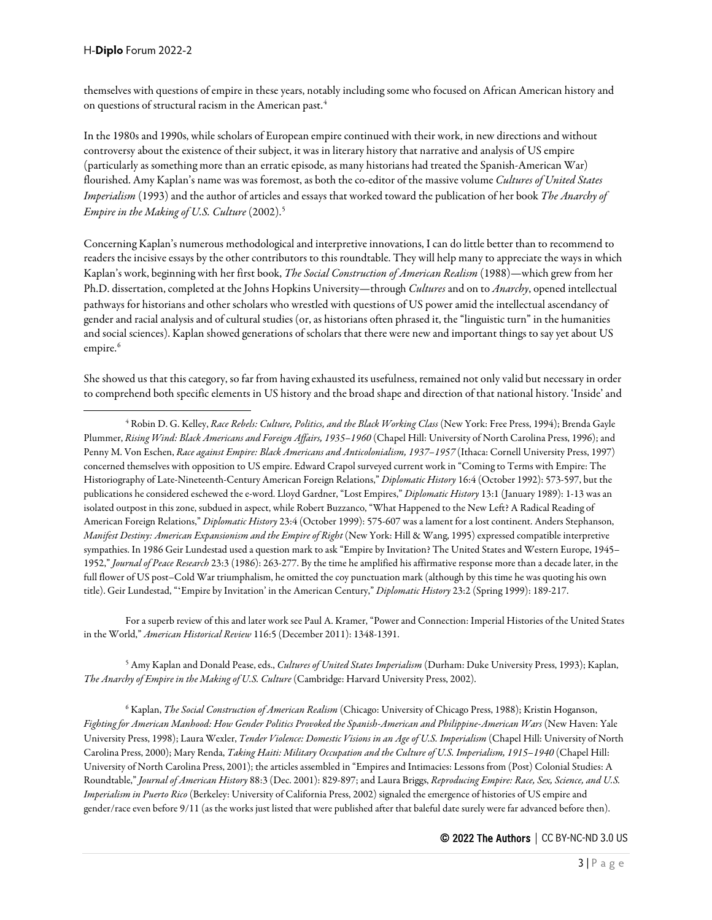themselves with questions of empire in these years, notably including some who focused on African American history and on questions of structural racism in the American past.[4]

In the 1980s and 1990s, while scholars of European empire continued with their work, in new directions and without controversy about the existence of their subject, it was in literary history that narrative and analysis of US empire (particularly as something more than an erratic episode, as many historians had treated the Spanish-American War) flourished. Amy Kaplan's name was was foremost, as both the co-editor of the massive volume *Cultures of United States Imperialism* (1993) and the author of articles and essays that worked toward the publication of her book *The Anarchy of Empire in the Making of U.S. Culture* (2002).[5]

Concerning Kaplan's numerous methodological and interpretive innovations, I can do little better than to recommend to readers the incisive essays by the other contributors to this roundtable. They will help many to appreciate the ways in which Kaplan's work, beginning with her first book, *The Social Construction of American Realism* (1988)—which grew from her Ph.D. dissertation, completed at the Johns Hopkins University—through *Cultures* and on to *Anarchy*, opened intellectual pathways for historians and other scholars who wrestled with questions of US power amid the intellectual ascendancy of gender and racial analysis and of cultural studies (or, as historians often phrased it, the "linguistic turn" in the humanities and social sciences). Kaplan showed generations of scholars that there were new and important things to say yet about US empire.[6]

She showed us that this category, so far from having exhausted its usefulness, remained not only valid but necessary in order to comprehend both specific elements in US history and the broad shape and direction of that national history. 'Inside' and

---

[4] Robin D. G. Kelley, *Race Rebels: Culture, Politics, and the Black Working Class* (New York: Free Press, 1994); Brenda Gayle Plummer, *Rising Wind: Black Americans and Foreign Affairs, 1935–1960* (Chapel Hill: University of North Carolina Press, 1996); and Penny M. Von Eschen, *Race against Empire: Black Americans and Anticolonialism, 1937–1957* (Ithaca: Cornell University Press, 1997) concerned themselves with opposition to US empire. Edward Crapol surveyed current work in "Coming to Terms with Empire: The Historiography of Late-Nineteenth-Century American Foreign Relations," *Diplomatic History* 16:4 (October 1992): 573-597, but the publications he considered eschewed the e-word. Lloyd Gardner, "Lost Empires," *Diplomatic History* 13:1 (January 1989): 1-13 was an isolated outpost in this zone, subdued in aspect, while Robert Buzzanco, "What Happened to the New Left? A Radical Reading of American Foreign Relations," *Diplomatic History* 23:4 (October 1999): 575-607 was a lament for a lost continent. Anders Stephanson, *Manifest Destiny: American Expansionism and the Empire of Right* (New York: Hill & Wang, 1995) expressed compatible interpretive sympathies. In 1986 Geir Lundestad used a question mark to ask "Empire by Invitation? The United States and Western Europe, 1945–1952," *Journal of Peace Research* 23:3 (1986): 263-277. By the time he amplified his affirmative response more than a decade later, in the full flower of US post–Cold War triumphalism, he omitted the coy punctuation mark (although by this time he was quoting his own title). Geir Lundestad, "'Empire by Invitation' in the American Century," *Diplomatic History* 23:2 (Spring 1999): 189-217.

For a superb review of this and later work see Paul A. Kramer, "Power and Connection: Imperial Histories of the United States in the World," *American Historical Review* 116:5 (December 2011): 1348-1391.

[5] Amy Kaplan and Donald Pease, eds., *Cultures of United States Imperialism* (Durham: Duke University Press, 1993); Kaplan, *The Anarchy of Empire in the Making of U.S. Culture* (Cambridge: Harvard University Press, 2002).

[6] Kaplan, *The Social Construction of American Realism* (Chicago: University of Chicago Press, 1988); Kristin Hoganson, *Fighting for American Manhood: How Gender Politics Provoked the Spanish-American and Philippine-American Wars* (New Haven: Yale University Press, 1998); Laura Wexler, *Tender Violence: Domestic Visions in an Age of U.S. Imperialism* (Chapel Hill: University of North Carolina Press, 2000); Mary Renda, *Taking Haiti: Military Occupation and the Culture of U.S. Imperialism, 1915–1940* (Chapel Hill: University of North Carolina Press, 2001); the articles assembled in "Empires and Intimacies: Lessons from (Post) Colonial Studies: A Roundtable," *Journal of American History* 88:3 (Dec. 2001): 829-897; and Laura Briggs, *Reproducing Empire: Race, Sex, Science, and U.S. Imperialism in Puerto Rico* (Berkeley: University of California Press, 2002) signaled the emergence of histories of US empire and gender/race even before 9/11 (as the works just listed that were published after that baleful date surely were far advanced before then).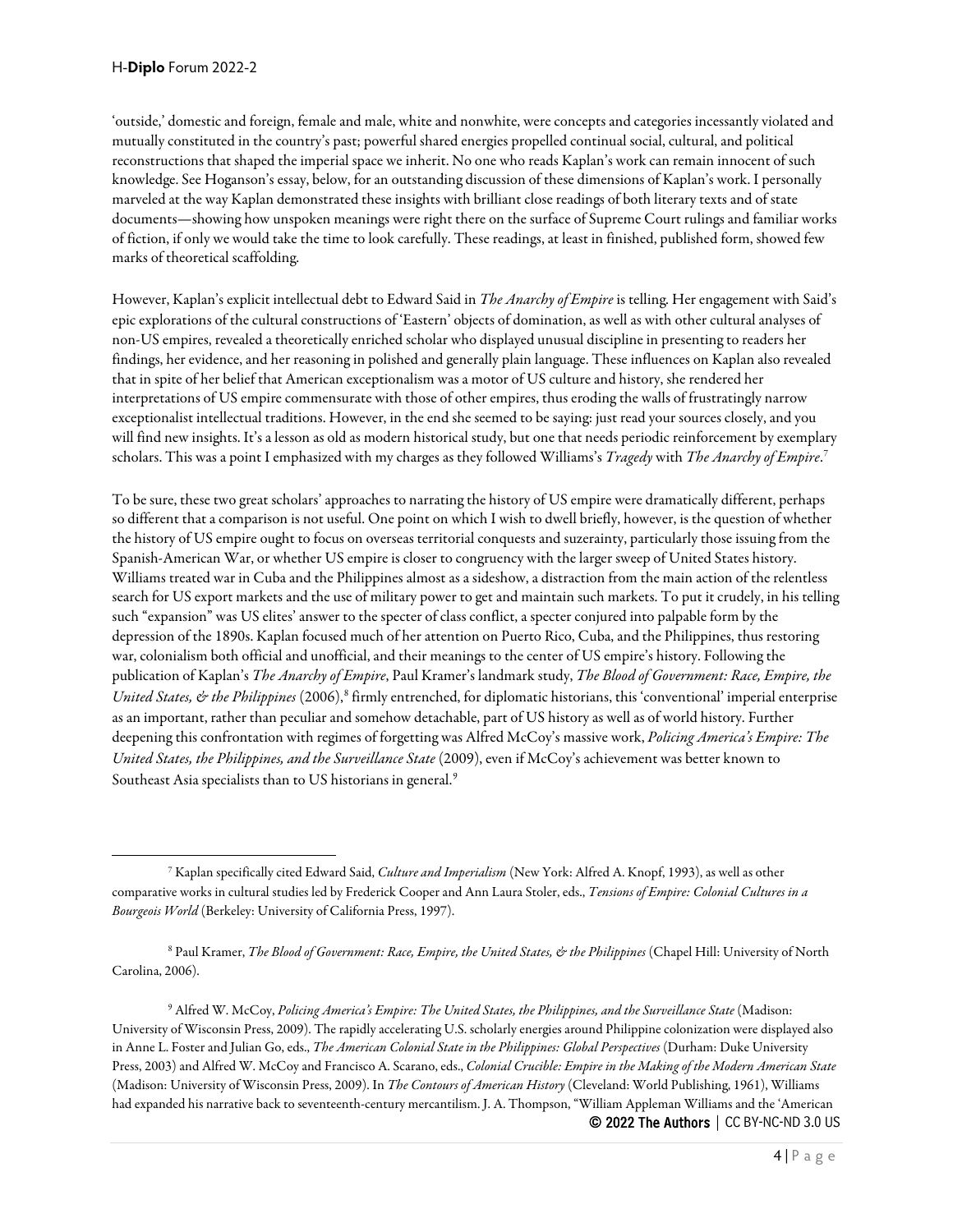'outside,' domestic and foreign, female and male, white and nonwhite, were concepts and categories incessantly violated and mutually constituted in the country's past; powerful shared energies propelled continual social, cultural, and political reconstructions that shaped the imperial space we inherit. No one who reads Kaplan's work can remain innocent of such knowledge. See Hoganson's essay, below, for an outstanding discussion of these dimensions of Kaplan's work. I personally marveled at the way Kaplan demonstrated these insights with brilliant close readings of both literary texts and of state documents—showing how unspoken meanings were right there on the surface of Supreme Court rulings and familiar works of fiction, if only we would take the time to look carefully. These readings, at least in finished, published form, showed few marks of theoretical scaffolding.

However, Kaplan's explicit intellectual debt to Edward Said in *The Anarchy of Empire* is telling. Her engagement with Said's epic explorations of the cultural constructions of 'Eastern' objects of domination, as well as with other cultural analyses of non-US empires, revealed a theoretically enriched scholar who displayed unusual discipline in presenting to readers her findings, her evidence, and her reasoning in polished and generally plain language. These influences on Kaplan also revealed that in spite of her belief that American exceptionalism was a motor of US culture and history, she rendered her interpretations of US empire commensurate with those of other empires, thus eroding the walls of frustratingly narrow exceptionalist intellectual traditions. However, in the end she seemed to be saying: just read your sources closely, and you will find new insights. It's a lesson as old as modern historical study, but one that needs periodic reinforcement by exemplary scholars. This was a point I emphasized with my charges as they followed Williams's *Tragedy* with *The Anarchy of Empire*.[7]

To be sure, these two great scholars' approaches to narrating the history of US empire were dramatically different, perhaps so different that a comparison is not useful. One point on which I wish to dwell briefly, however, is the question of whether the history of US empire ought to focus on overseas territorial conquests and suzerainty, particularly those issuing from the Spanish-American War, or whether US empire is closer to congruency with the larger sweep of United States history. Williams treated war in Cuba and the Philippines almost as a sideshow, a distraction from the main action of the relentless search for US export markets and the use of military power to get and maintain such markets. To put it crudely, in his telling such "expansion" was US elites' answer to the specter of class conflict, a specter conjured into palpable form by the depression of the 1890s. Kaplan focused much of her attention on Puerto Rico, Cuba, and the Philippines, thus restoring war, colonialism both official and unofficial, and their meanings to the center of US empire's history. Following the publication of Kaplan's *The Anarchy of Empire*, Paul Kramer's landmark study, *The Blood of Government: Race, Empire, the United States, & the Philippines* (2006),[8] firmly entrenched, for diplomatic historians, this 'conventional' imperial enterprise as an important, rather than peculiar and somehow detachable, part of US history as well as of world history. Further deepening this confrontation with regimes of forgetting was Alfred McCoy's massive work, *Policing America's Empire: The United States, the Philippines, and the Surveillance State* (2009), even if McCoy's achievement was better known to Southeast Asia specialists than to US historians in general.[9]

---

[7] Kaplan specifically cited Edward Said, *Culture and Imperialism* (New York: Alfred A. Knopf, 1993), as well as other comparative works in cultural studies led by Frederick Cooper and Ann Laura Stoler, eds., *Tensions of Empire: Colonial Cultures in a Bourgeois World* (Berkeley: University of California Press, 1997).

[8] Paul Kramer, *The Blood of Government: Race, Empire, the United States, & the Philippines* (Chapel Hill: University of North Carolina, 2006).

[9] Alfred W. McCoy, *Policing America's Empire: The United States, the Philippines, and the Surveillance State* (Madison: University of Wisconsin Press, 2009). The rapidly accelerating U.S. scholarly energies around Philippine colonization were displayed also in Anne L. Foster and Julian Go, eds., *The American Colonial State in the Philippines: Global Perspectives* (Durham: Duke University Press, 2003) and Alfred W. McCoy and Francisco A. Scarano, eds., *Colonial Crucible: Empire in the Making of the Modern American State* (Madison: University of Wisconsin Press, 2009). In *The Contours of American History* (Cleveland: World Publishing, 1961), Williams had expanded his narrative back to seventeenth-century mercantilism. J. A. Thompson, "William Appleman Williams and the 'American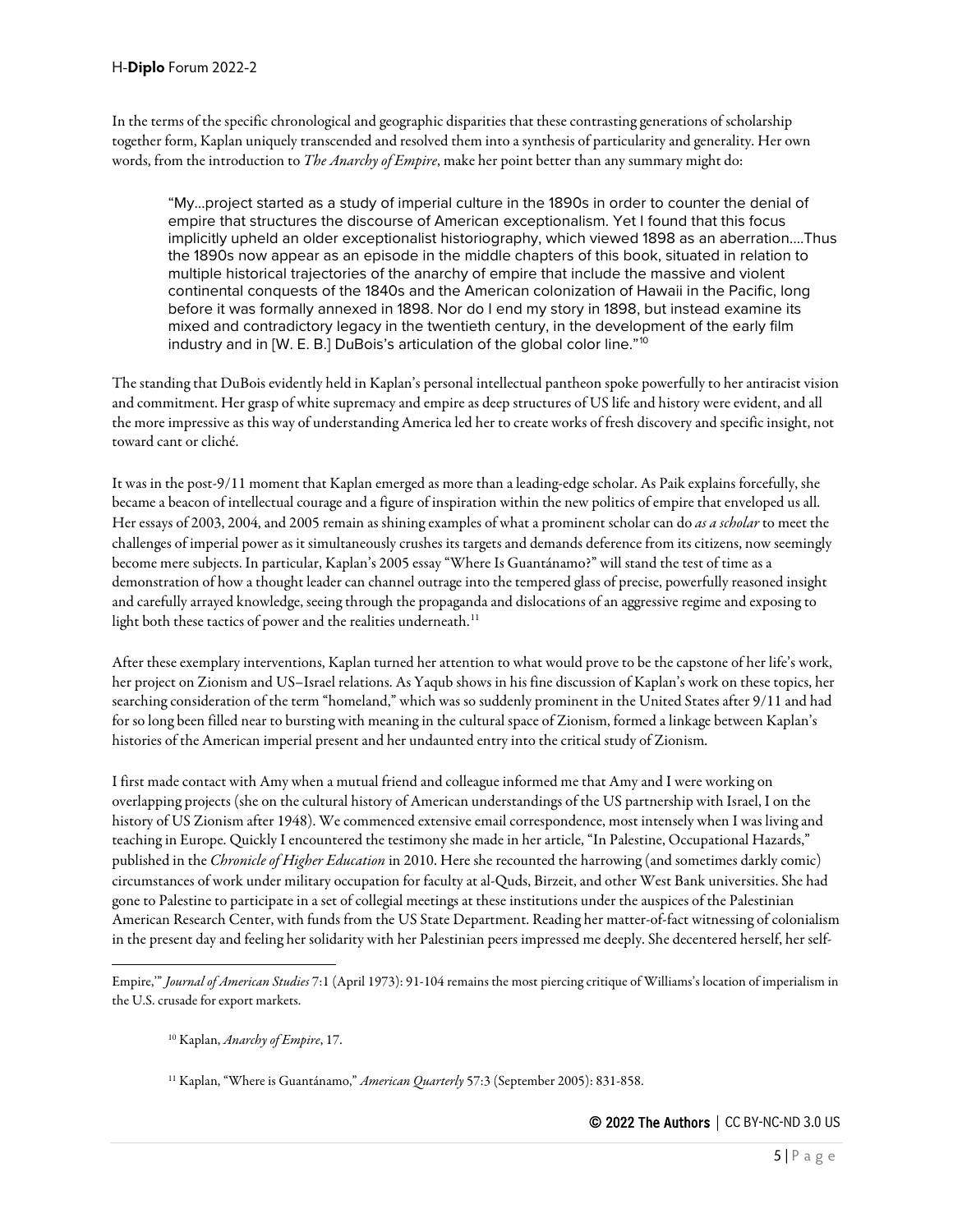In the terms of the specific chronological and geographic disparities that these contrasting generations of scholarship together form, Kaplan uniquely transcended and resolved them into a synthesis of particularity and generality. Her own words, from the introduction to *The Anarchy of Empire*, make her point better than any summary might do:

> "My…project started as a study of imperial culture in the 1890s in order to counter the denial of empire that structures the discourse of American exceptionalism. Yet I found that this focus implicitly upheld an older exceptionalist historiography, which viewed 1898 as an aberration….Thus the 1890s now appear as an episode in the middle chapters of this book, situated in relation to multiple historical trajectories of the anarchy of empire that include the massive and violent continental conquests of the 1840s and the American colonization of Hawaii in the Pacific, long before it was formally annexed in 1898. Nor do I end my story in 1898, but instead examine its mixed and contradictory legacy in the twentieth century, in the development of the early film industry and in [W. E. B.] DuBois's articulation of the global color line."[10]

The standing that DuBois evidently held in Kaplan's personal intellectual pantheon spoke powerfully to her antiracist vision and commitment. Her grasp of white supremacy and empire as deep structures of US life and history were evident, and all the more impressive as this way of understanding America led her to create works of fresh discovery and specific insight, not toward cant or cliché.

It was in the post-9/11 moment that Kaplan emerged as more than a leading-edge scholar. As Paik explains forcefully, she became a beacon of intellectual courage and a figure of inspiration within the new politics of empire that enveloped us all. Her essays of 2003, 2004, and 2005 remain as shining examples of what a prominent scholar can do *as a scholar* to meet the challenges of imperial power as it simultaneously crushes its targets and demands deference from its citizens, now seemingly become mere subjects. In particular, Kaplan's 2005 essay "Where Is Guantánamo?" will stand the test of time as a demonstration of how a thought leader can channel outrage into the tempered glass of precise, powerfully reasoned insight and carefully arrayed knowledge, seeing through the propaganda and dislocations of an aggressive regime and exposing to light both these tactics of power and the realities underneath.[11]

After these exemplary interventions, Kaplan turned her attention to what would prove to be the capstone of her life's work, her project on Zionism and US–Israel relations. As Yaqub shows in his fine discussion of Kaplan's work on these topics, her searching consideration of the term "homeland," which was so suddenly prominent in the United States after 9/11 and had for so long been filled near to bursting with meaning in the cultural space of Zionism, formed a linkage between Kaplan's histories of the American imperial present and her undaunted entry into the critical study of Zionism.

I first made contact with Amy when a mutual friend and colleague informed me that Amy and I were working on overlapping projects (she on the cultural history of American understandings of the US partnership with Israel, I on the history of US Zionism after 1948). We commenced extensive email correspondence, most intensely when I was living and teaching in Europe. Quickly I encountered the testimony she made in her article, "In Palestine, Occupational Hazards," published in the *Chronicle of Higher Education* in 2010. Here she recounted the harrowing (and sometimes darkly comic) circumstances of work under military occupation for faculty at al-Quds, Birzeit, and other West Bank universities. She had gone to Palestine to participate in a set of collegial meetings at these institutions under the auspices of the Palestinian American Research Center, with funds from the US State Department. Reading her matter-of-fact witnessing of colonialism in the present day and feeling her solidarity with her Palestinian peers impressed me deeply. She decentered herself, her self-

---

Empire,'" *Journal of American Studies* 7:1 (April 1973): 91-104 remains the most piercing critique of Williams's location of imperialism in the U.S. crusade for export markets.

[10] Kaplan, *Anarchy of Empire*, 17.

[11] Kaplan, "Where is Guantánamo," *American Quarterly* 57:3 (September 2005): 831-858.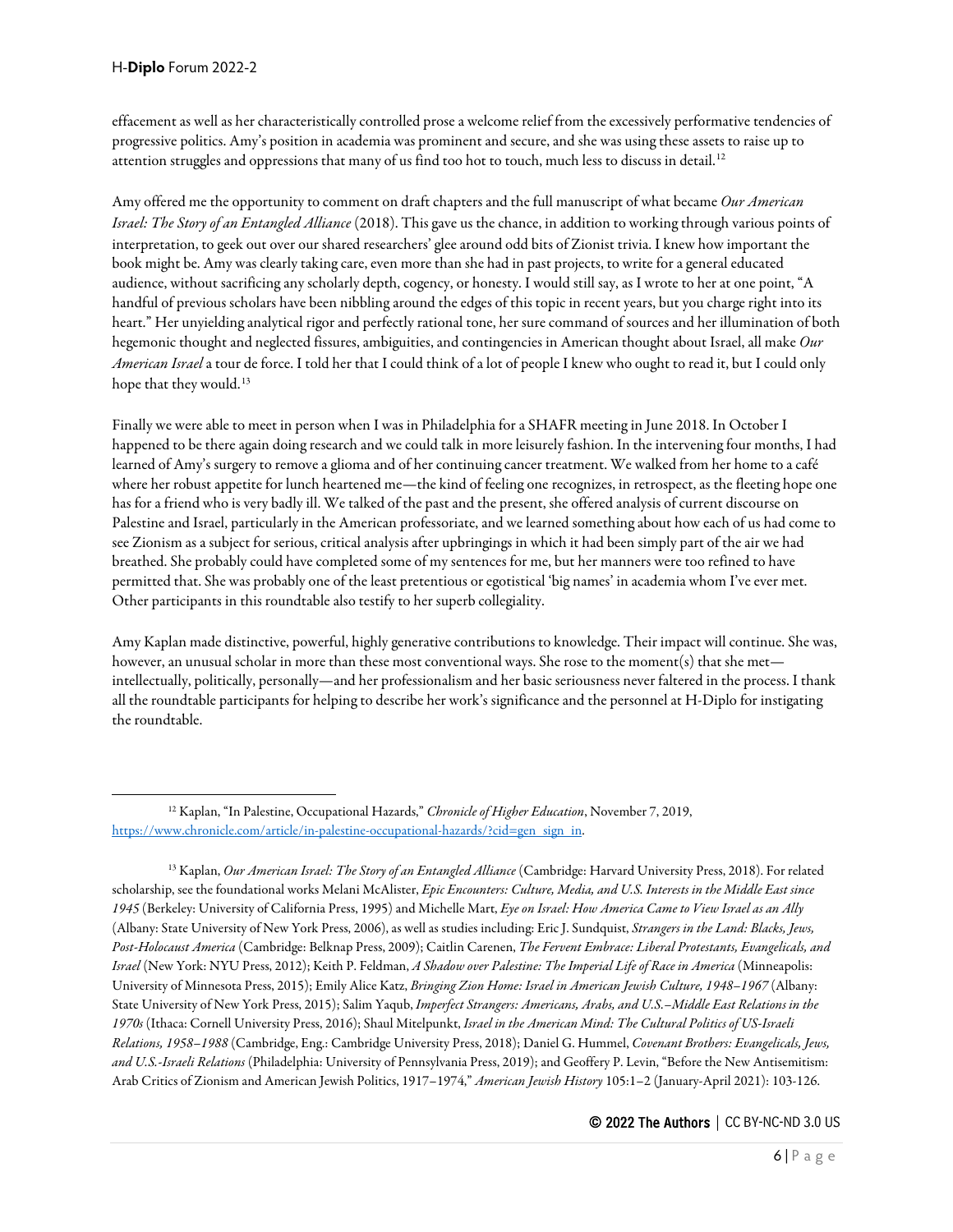effacement as well as her characteristically controlled prose a welcome relief from the excessively performative tendencies of progressive politics. Amy's position in academia was prominent and secure, and she was using these assets to raise up to attention struggles and oppressions that many of us find too hot to touch, much less to discuss in detail.[12]

Amy offered me the opportunity to comment on draft chapters and the full manuscript of what became *Our American Israel: The Story of an Entangled Alliance* (2018). This gave us the chance, in addition to working through various points of interpretation, to geek out over our shared researchers' glee around odd bits of Zionist trivia. I knew how important the book might be. Amy was clearly taking care, even more than she had in past projects, to write for a general educated audience, without sacrificing any scholarly depth, cogency, or honesty. I would still say, as I wrote to her at one point, "A handful of previous scholars have been nibbling around the edges of this topic in recent years, but you charge right into its heart." Her unyielding analytical rigor and perfectly rational tone, her sure command of sources and her illumination of both hegemonic thought and neglected fissures, ambiguities, and contingencies in American thought about Israel, all make *Our American Israel* a tour de force. I told her that I could think of a lot of people I knew who ought to read it, but I could only hope that they would.[13]

Finally we were able to meet in person when I was in Philadelphia for a SHAFR meeting in June 2018. In October I happened to be there again doing research and we could talk in more leisurely fashion. In the intervening four months, I had learned of Amy's surgery to remove a glioma and of her continuing cancer treatment. We walked from her home to a café where her robust appetite for lunch heartened me—the kind of feeling one recognizes, in retrospect, as the fleeting hope one has for a friend who is very badly ill. We talked of the past and the present, she offered analysis of current discourse on Palestine and Israel, particularly in the American professoriate, and we learned something about how each of us had come to see Zionism as a subject for serious, critical analysis after upbringings in which it had been simply part of the air we had breathed. She probably could have completed some of my sentences for me, but her manners were too refined to have permitted that. She was probably one of the least pretentious or egotistical 'big names' in academia whom I've ever met. Other participants in this roundtable also testify to her superb collegiality.

Amy Kaplan made distinctive, powerful, highly generative contributions to knowledge. Their impact will continue. She was, however, an unusual scholar in more than these most conventional ways. She rose to the moment(s) that she met—intellectually, politically, personally—and her professionalism and her basic seriousness never faltered in the process. I thank all the roundtable participants for helping to describe her work's significance and the personnel at H-Diplo for instigating the roundtable.

---

[12] Kaplan, "In Palestine, Occupational Hazards," *Chronicle of Higher Education*, November 7, 2019, https://www.chronicle.com/article/in-palestine-occupational-hazards/?cid=gen_sign_in.

[13] Kaplan, *Our American Israel: The Story of an Entangled Alliance* (Cambridge: Harvard University Press, 2018). For related scholarship, see the foundational works Melani McAlister, *Epic Encounters: Culture, Media, and U.S. Interests in the Middle East since 1945* (Berkeley: University of California Press, 1995) and Michelle Mart, *Eye on Israel: How America Came to View Israel as an Ally* (Albany: State University of New York Press, 2006), as well as studies including: Eric J. Sundquist, *Strangers in the Land: Blacks, Jews, Post-Holocaust America* (Cambridge: Belknap Press, 2009); Caitlin Carenen, *The Fervent Embrace: Liberal Protestants, Evangelicals, and Israel* (New York: NYU Press, 2012); Keith P. Feldman, *A Shadow over Palestine: The Imperial Life of Race in America* (Minneapolis: University of Minnesota Press, 2015); Emily Alice Katz, *Bringing Zion Home: Israel in American Jewish Culture, 1948–1967* (Albany: State University of New York Press, 2015); Salim Yaqub, *Imperfect Strangers: Americans, Arabs, and U.S.–Middle East Relations in the 1970s* (Ithaca: Cornell University Press, 2016); Shaul Mitelpunkt, *Israel in the American Mind: The Cultural Politics of US-Israeli Relations, 1958–1988* (Cambridge, Eng.: Cambridge University Press, 2018); Daniel G. Hummel, *Covenant Brothers: Evangelicals, Jews, and U.S.-Israeli Relations* (Philadelphia: University of Pennsylvania Press, 2019); and Geoffrey P. Levin, "Before the New Antisemitism: Arab Critics of Zionism and American Jewish Politics, 1917–1974," *American Jewish History* 105:1–2 (January-April 2021): 103-126.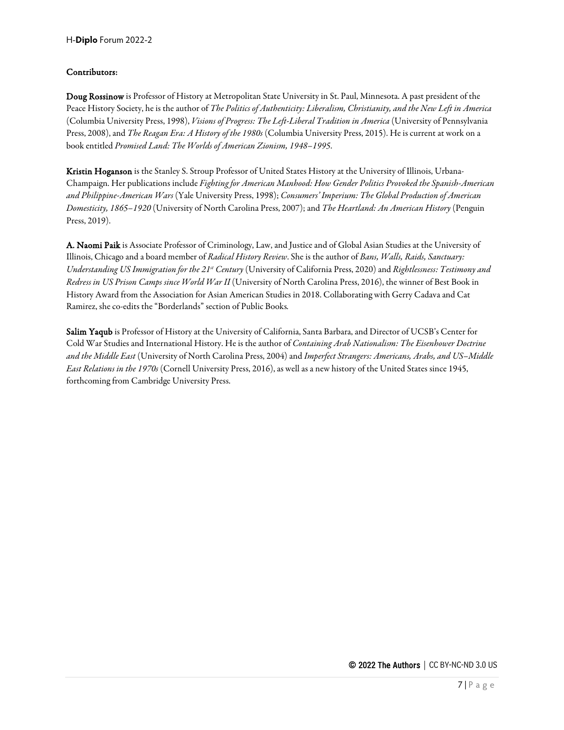**Contributors:**

**Doug Rossinow** is Professor of History at Metropolitan State University in St. Paul, Minnesota. A past president of the Peace History Society, he is the author of *The Politics of Authenticity: Liberalism, Christianity, and the New Left in America* (Columbia University Press, 1998), *Visions of Progress: The Left-Liberal Tradition in America* (University of Pennsylvania Press, 2008), and *The Reagan Era: A History of the 1980s* (Columbia University Press, 2015). He is current at work on a book entitled *Promised Land: The Worlds of American Zionism, 1948–1995*.

**Kristin Hoganson** is the Stanley S. Stroup Professor of United States History at the University of Illinois, Urbana-Champaign. Her publications include *Fighting for American Manhood: How Gender Politics Provoked the Spanish-American and Philippine-American Wars* (Yale University Press, 1998); *Consumers' Imperium: The Global Production of American Domesticity, 1865–1920* (University of North Carolina Press, 2007); and *The Heartland: An American History* (Penguin Press, 2019).

**A. Naomi Paik** is Associate Professor of Criminology, Law, and Justice and of Global Asian Studies at the University of Illinois, Chicago and a board member of *Radical History Review*. She is the author of *Bans, Walls, Raids, Sanctuary: Understanding US Immigration for the 21st Century* (University of California Press, 2020) and *Rightlessness: Testimony and Redress in US Prison Camps since World War II* (University of North Carolina Press, 2016), the winner of Best Book in History Award from the Association for Asian American Studies in 2018. Collaborating with Gerry Cadava and Cat Ramirez, she co-edits the "Borderlands" section of Public Books.

**Salim Yaqub** is Professor of History at the University of California, Santa Barbara, and Director of UCSB's Center for Cold War Studies and International History. He is the author of *Containing Arab Nationalism: The Eisenhower Doctrine and the Middle East* (University of North Carolina Press, 2004) and *Imperfect Strangers: Americans, Arabs, and US–Middle East Relations in the 1970s* (Cornell University Press, 2016), as well as a new history of the United States since 1945, forthcoming from Cambridge University Press.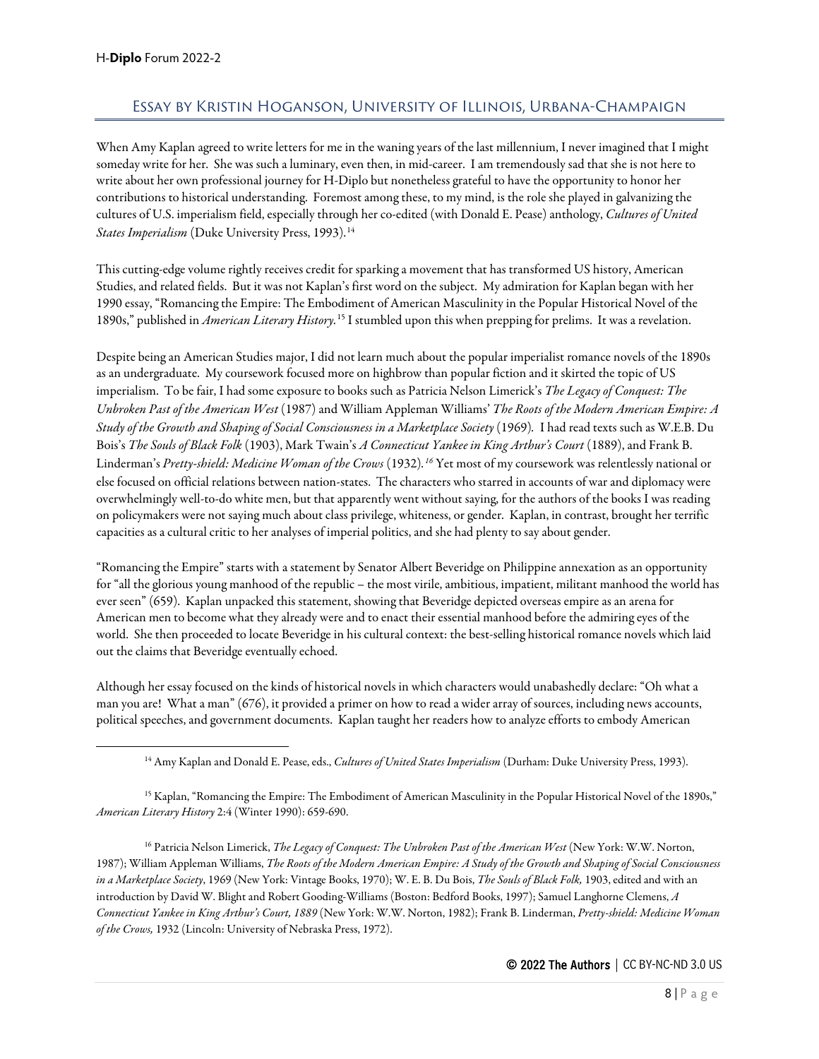## Essay by Kristin Hoganson, University of Illinois, Urbana-Champaign

When Amy Kaplan agreed to write letters for me in the waning years of the last millennium, I never imagined that I might someday write for her. She was such a luminary, even then, in mid-career. I am tremendously sad that she is not here to write about her own professional journey for H-Diplo but nonetheless grateful to have the opportunity to honor her contributions to historical understanding. Foremost among these, to my mind, is the role she played in galvanizing the cultures of U.S. imperialism field, especially through her co-edited (with Donald E. Pease) anthology, *Cultures of United States Imperialism* (Duke University Press, 1993).[14]

This cutting-edge volume rightly receives credit for sparking a movement that has transformed US history, American Studies, and related fields. But it was not Kaplan's first word on the subject. My admiration for Kaplan began with her 1990 essay, "Romancing the Empire: The Embodiment of American Masculinity in the Popular Historical Novel of the 1890s," published in *American Literary History*.[15] I stumbled upon this when prepping for prelims. It was a revelation.

Despite being an American Studies major, I did not learn much about the popular imperialist romance novels of the 1890s as an undergraduate. My coursework focused more on highbrow than popular fiction and it skirted the topic of US imperialism. To be fair, I had some exposure to books such as Patricia Nelson Limerick's *The Legacy of Conquest: The Unbroken Past of the American West* (1987) and William Appleman Williams' *The Roots of the Modern American Empire: A Study of the Growth and Shaping of Social Consciousness in a Marketplace Society* (1969). I had read texts such as W.E.B. Du Bois's *The Souls of Black Folk* (1903), Mark Twain's *A Connecticut Yankee in King Arthur's Court* (1889), and Frank B. Linderman's *Pretty-shield: Medicine Woman of the Crows* (1932).[16] Yet most of my coursework was relentlessly national or else focused on official relations between nation-states. The characters who starred in accounts of war and diplomacy were overwhelmingly well-to-do white men, but that apparently went without saying, for the authors of the books I was reading on policymakers were not saying much about class privilege, whiteness, or gender. Kaplan, in contrast, brought her terrific capacities as a cultural critic to her analyses of imperial politics, and she had plenty to say about gender.

"Romancing the Empire" starts with a statement by Senator Albert Beveridge on Philippine annexation as an opportunity for "all the glorious young manhood of the republic – the most virile, ambitious, impatient, militant manhood the world has ever seen" (659). Kaplan unpacked this statement, showing that Beveridge depicted overseas empire as an arena for American men to become what they already were and to enact their essential manhood before the admiring eyes of the world. She then proceeded to locate Beveridge in his cultural context: the best-selling historical romance novels which laid out the claims that Beveridge eventually echoed.

Although her essay focused on the kinds of historical novels in which characters would unabashedly declare: "Oh what a man you are! What a man" (676), it provided a primer on how to read a wider array of sources, including news accounts, political speeches, and government documents. Kaplan taught her readers how to analyze efforts to embody American

[14] Amy Kaplan and Donald E. Pease, eds., *Cultures of United States Imperialism* (Durham: Duke University Press, 1993).

[15] Kaplan, "Romancing the Empire: The Embodiment of American Masculinity in the Popular Historical Novel of the 1890s," *American Literary History* 2:4 (Winter 1990): 659-690.

[16] Patricia Nelson Limerick, *The Legacy of Conquest: The Unbroken Past of the American West* (New York: W.W. Norton, 1987); William Appleman Williams, *The Roots of the Modern American Empire: A Study of the Growth and Shaping of Social Consciousness in a Marketplace Society*, 1969 (New York: Vintage Books, 1970); W. E. B. Du Bois, *The Souls of Black Folk,* 1903, edited and with an introduction by David W. Blight and Robert Gooding-Williams (Boston: Bedford Books, 1997); Samuel Langhorne Clemens, *A Connecticut Yankee in King Arthur's Court, 1889* (New York: W.W. Norton, 1982); Frank B. Linderman, *Pretty-shield: Medicine Woman of the Crows,* 1932 (Lincoln: University of Nebraska Press, 1972).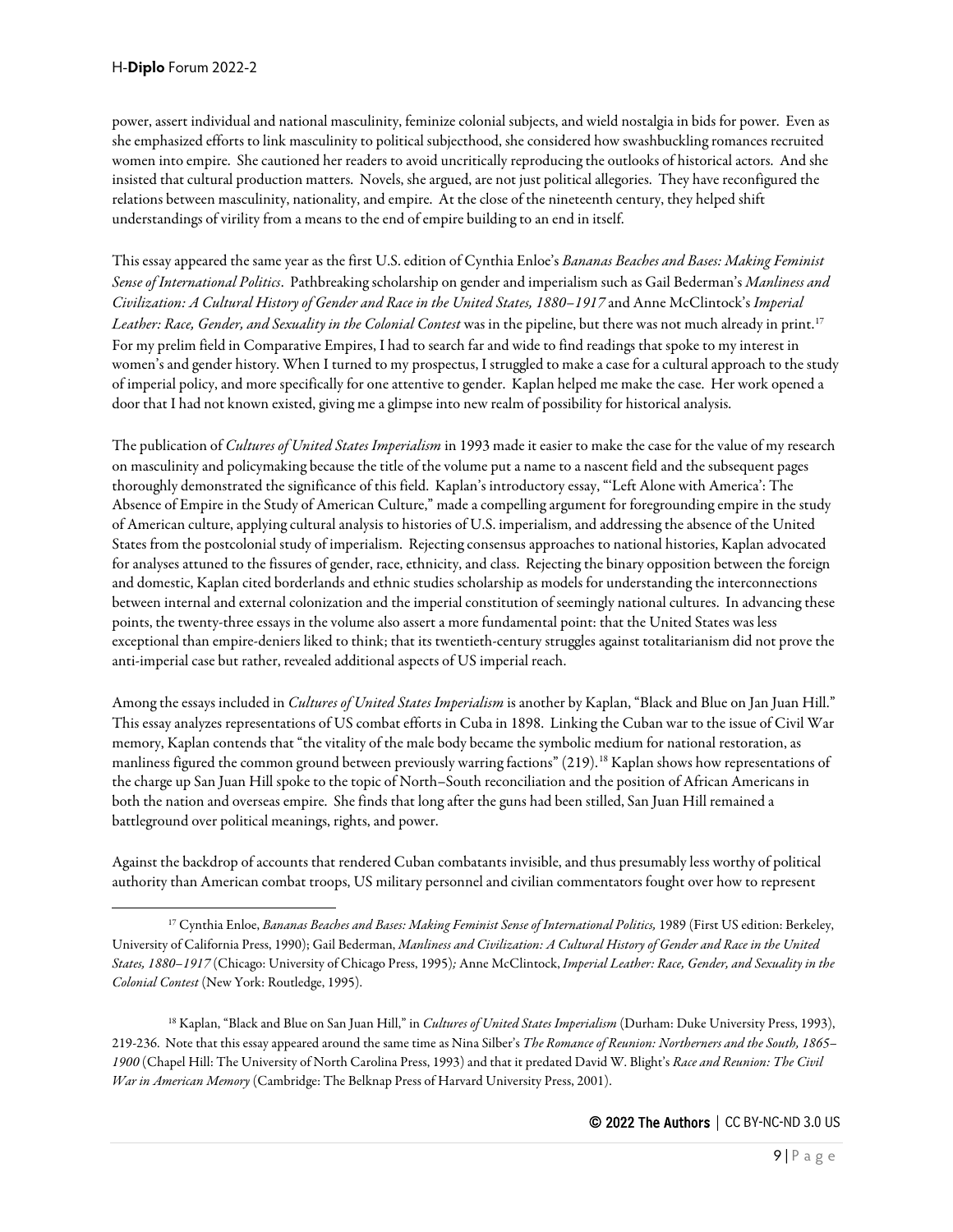power, assert individual and national masculinity, feminize colonial subjects, and wield nostalgia in bids for power. Even as she emphasized efforts to link masculinity to political subjecthood, she considered how swashbuckling romances recruited women into empire. She cautioned her readers to avoid uncritically reproducing the outlooks of historical actors. And she insisted that cultural production matters. Novels, she argued, are not just political allegories. They have reconfigured the relations between masculinity, nationality, and empire. At the close of the nineteenth century, they helped shift understandings of virility from a means to the end of empire building to an end in itself.

This essay appeared the same year as the first U.S. edition of Cynthia Enloe's *Bananas Beaches and Bases: Making Feminist Sense of International Politics*. Pathbreaking scholarship on gender and imperialism such as Gail Bederman's *Manliness and Civilization: A Cultural History of Gender and Race in the United States, 1880–1917* and Anne McClintock's *Imperial Leather: Race, Gender, and Sexuality in the Colonial Contest* was in the pipeline, but there was not much already in print.[17] For my prelim field in Comparative Empires, I had to search far and wide to find readings that spoke to my interest in women's and gender history. When I turned to my prospectus, I struggled to make a case for a cultural approach to the study of imperial policy, and more specifically for one attentive to gender. Kaplan helped me make the case. Her work opened a door that I had not known existed, giving me a glimpse into new realm of possibility for historical analysis.

The publication of *Cultures of United States Imperialism* in 1993 made it easier to make the case for the value of my research on masculinity and policymaking because the title of the volume put a name to a nascent field and the subsequent pages thoroughly demonstrated the significance of this field. Kaplan's introductory essay, "'Left Alone with America': The Absence of Empire in the Study of American Culture," made a compelling argument for foregrounding empire in the study of American culture, applying cultural analysis to histories of U.S. imperialism, and addressing the absence of the United States from the postcolonial study of imperialism. Rejecting consensus approaches to national histories, Kaplan advocated for analyses attuned to the fissures of gender, race, ethnicity, and class. Rejecting the binary opposition between the foreign and domestic, Kaplan cited borderlands and ethnic studies scholarship as models for understanding the interconnections between internal and external colonization and the imperial constitution of seemingly national cultures. In advancing these points, the twenty-three essays in the volume also assert a more fundamental point: that the United States was less exceptional than empire-deniers liked to think; that its twentieth-century struggles against totalitarianism did not prove the anti-imperial case but rather, revealed additional aspects of US imperial reach.

Among the essays included in *Cultures of United States Imperialism* is another by Kaplan, "Black and Blue on Jan Juan Hill." This essay analyzes representations of US combat efforts in Cuba in 1898. Linking the Cuban war to the issue of Civil War memory, Kaplan contends that "the vitality of the male body became the symbolic medium for national restoration, as manliness figured the common ground between previously warring factions" (219).[18] Kaplan shows how representations of the charge up San Juan Hill spoke to the topic of North–South reconciliation and the position of African Americans in both the nation and overseas empire. She finds that long after the guns had been stilled, San Juan Hill remained a battleground over political meanings, rights, and power.

Against the backdrop of accounts that rendered Cuban combatants invisible, and thus presumably less worthy of political authority than American combat troops, US military personnel and civilian commentators fought over how to represent

[17] Cynthia Enloe, *Bananas Beaches and Bases: Making Feminist Sense of International Politics,* 1989 (First US edition: Berkeley, University of California Press, 1990); Gail Bederman, *Manliness and Civilization: A Cultural History of Gender and Race in the United States, 1880–1917* (Chicago: University of Chicago Press, 1995)*;* Anne McClintock, *Imperial Leather: Race, Gender, and Sexuality in the Colonial Contest* (New York: Routledge, 1995).

[18] Kaplan, "Black and Blue on San Juan Hill," in *Cultures of United States Imperialism* (Durham: Duke University Press, 1993), 219-236. Note that this essay appeared around the same time as Nina Silber's *The Romance of Reunion: Northerners and the South, 1865–1900* (Chapel Hill: The University of North Carolina Press, 1993) and that it predated David W. Blight's *Race and Reunion: The Civil War in American Memory* (Cambridge: The Belknap Press of Harvard University Press, 2001).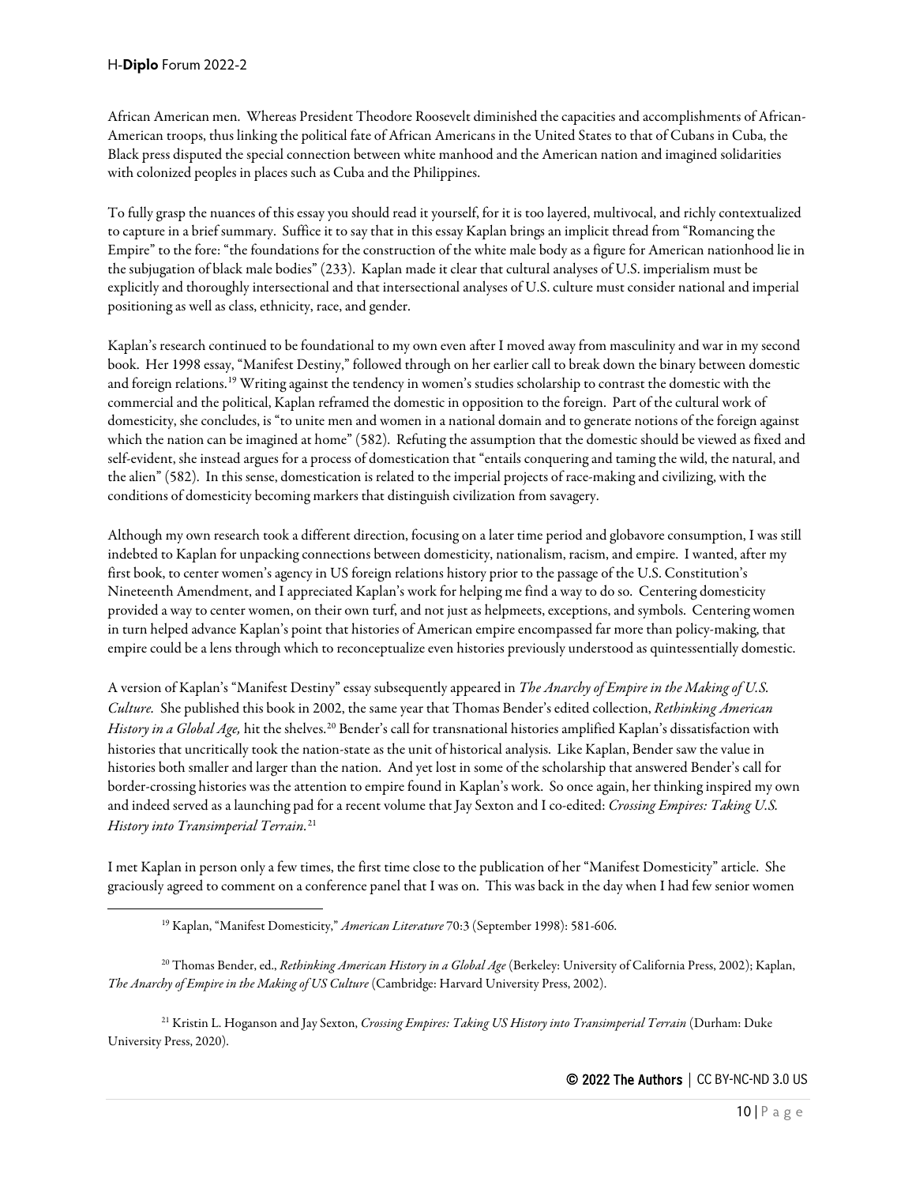African American men. Whereas President Theodore Roosevelt diminished the capacities and accomplishments of African-American troops, thus linking the political fate of African Americans in the United States to that of Cubans in Cuba, the Black press disputed the special connection between white manhood and the American nation and imagined solidarities with colonized peoples in places such as Cuba and the Philippines.

To fully grasp the nuances of this essay you should read it yourself, for it is too layered, multivocal, and richly contextualized to capture in a brief summary. Suffice it to say that in this essay Kaplan brings an implicit thread from "Romancing the Empire" to the fore: "the foundations for the construction of the white male body as a figure for American nationhood lie in the subjugation of black male bodies" (233). Kaplan made it clear that cultural analyses of U.S. imperialism must be explicitly and thoroughly intersectional and that intersectional analyses of U.S. culture must consider national and imperial positioning as well as class, ethnicity, race, and gender.

Kaplan's research continued to be foundational to my own even after I moved away from masculinity and war in my second book. Her 1998 essay, "Manifest Destiny," followed through on her earlier call to break down the binary between domestic and foreign relations.[19] Writing against the tendency in women's studies scholarship to contrast the domestic with the commercial and the political, Kaplan reframed the domestic in opposition to the foreign. Part of the cultural work of domesticity, she concludes, is "to unite men and women in a national domain and to generate notions of the foreign against which the nation can be imagined at home" (582). Refuting the assumption that the domestic should be viewed as fixed and self-evident, she instead argues for a process of domestication that "entails conquering and taming the wild, the natural, and the alien" (582). In this sense, domestication is related to the imperial projects of race-making and civilizing, with the conditions of domesticity becoming markers that distinguish civilization from savagery.

Although my own research took a different direction, focusing on a later time period and globavore consumption, I was still indebted to Kaplan for unpacking connections between domesticity, nationalism, racism, and empire. I wanted, after my first book, to center women's agency in US foreign relations history prior to the passage of the U.S. Constitution's Nineteenth Amendment, and I appreciated Kaplan's work for helping me find a way to do so. Centering domesticity provided a way to center women, on their own turf, and not just as helpmeets, exceptions, and symbols. Centering women in turn helped advance Kaplan's point that histories of American empire encompassed far more than policy-making, that empire could be a lens through which to reconceptualize even histories previously understood as quintessentially domestic.

A version of Kaplan's "Manifest Destiny" essay subsequently appeared in *The Anarchy of Empire in the Making of U.S. Culture*. She published this book in 2002, the same year that Thomas Bender's edited collection, *Rethinking American History in a Global Age,* hit the shelves.[20] Bender's call for transnational histories amplified Kaplan's dissatisfaction with histories that uncritically took the nation-state as the unit of historical analysis. Like Kaplan, Bender saw the value in histories both smaller and larger than the nation. And yet lost in some of the scholarship that answered Bender's call for border-crossing histories was the attention to empire found in Kaplan's work. So once again, her thinking inspired my own and indeed served as a launching pad for a recent volume that Jay Sexton and I co-edited: *Crossing Empires: Taking U.S. History into Transimperial Terrain.*[21]

I met Kaplan in person only a few times, the first time close to the publication of her "Manifest Domesticity" article. She graciously agreed to comment on a conference panel that I was on. This was back in the day when I had few senior women

---

[19] Kaplan, "Manifest Domesticity," *American Literature* 70:3 (September 1998): 581-606.

[20] Thomas Bender, ed., *Rethinking American History in a Global Age* (Berkeley: University of California Press, 2002); Kaplan, *The Anarchy of Empire in the Making of US Culture* (Cambridge: Harvard University Press, 2002).

[21] Kristin L. Hoganson and Jay Sexton, *Crossing Empires: Taking US History into Transimperial Terrain* (Durham: Duke University Press, 2020).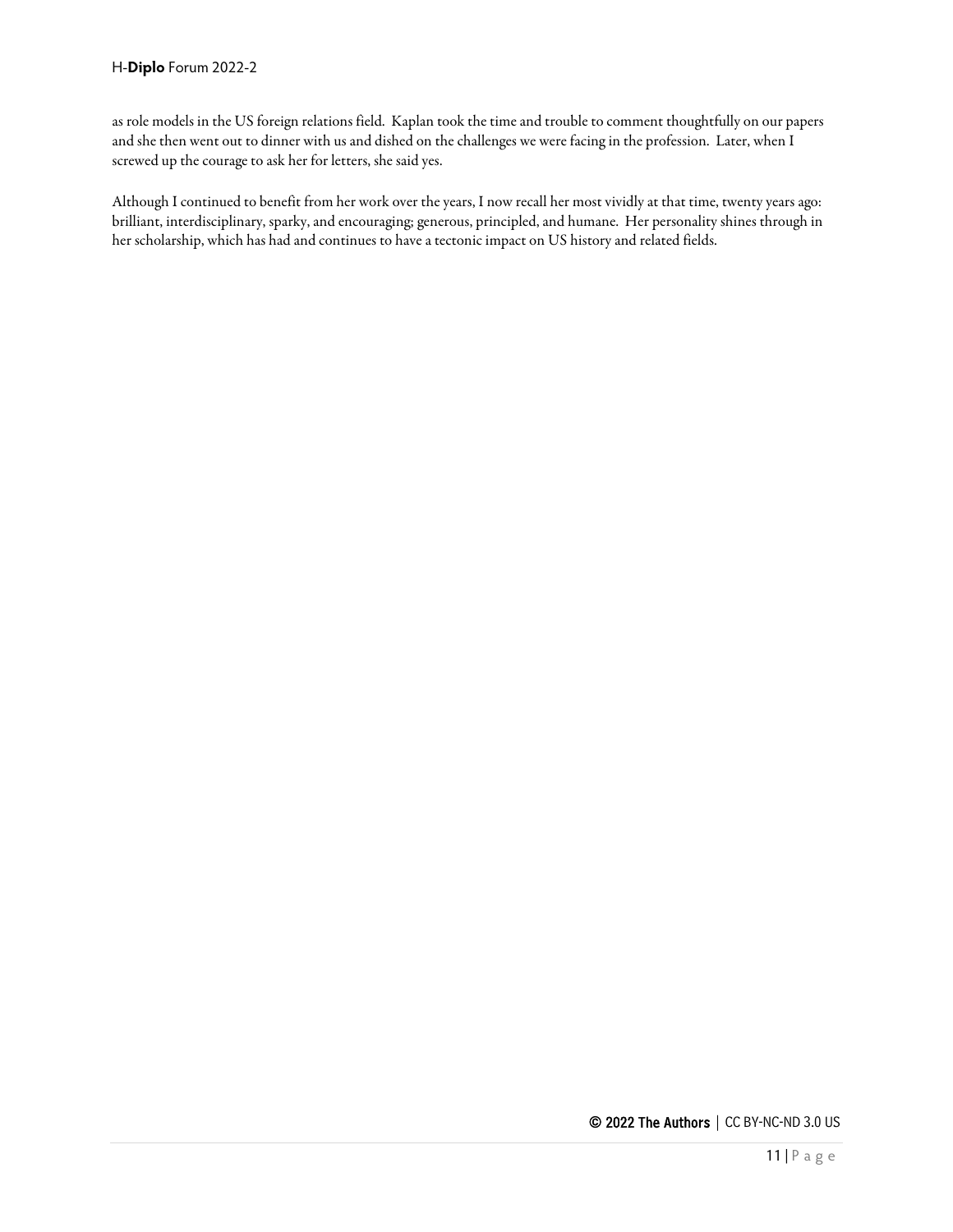as role models in the US foreign relations field. Kaplan took the time and trouble to comment thoughtfully on our papers and she then went out to dinner with us and dished on the challenges we were facing in the profession. Later, when I screwed up the courage to ask her for letters, she said yes.

Although I continued to benefit from her work over the years, I now recall her most vividly at that time, twenty years ago: brilliant, interdisciplinary, sparky, and encouraging; generous, principled, and humane. Her personality shines through in her scholarship, which has had and continues to have a tectonic impact on US history and related fields.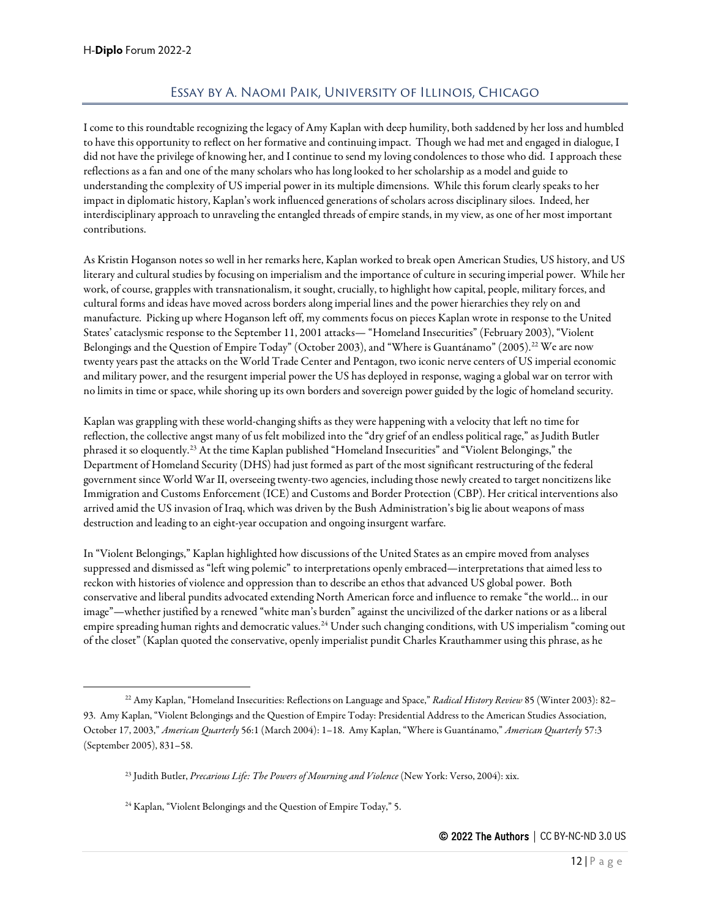## Essay by A. Naomi Paik, University of Illinois, Chicago

I come to this roundtable recognizing the legacy of Amy Kaplan with deep humility, both saddened by her loss and humbled to have this opportunity to reflect on her formative and continuing impact. Though we had met and engaged in dialogue, I did not have the privilege of knowing her, and I continue to send my loving condolences to those who did. I approach these reflections as a fan and one of the many scholars who has long looked to her scholarship as a model and guide to understanding the complexity of US imperial power in its multiple dimensions. While this forum clearly speaks to her impact in diplomatic history, Kaplan's work influenced generations of scholars across disciplinary siloes. Indeed, her interdisciplinary approach to unraveling the entangled threads of empire stands, in my view, as one of her most important contributions.

As Kristin Hoganson notes so well in her remarks here, Kaplan worked to break open American Studies, US history, and US literary and cultural studies by focusing on imperialism and the importance of culture in securing imperial power. While her work, of course, grapples with transnationalism, it sought, crucially, to highlight how capital, people, military forces, and cultural forms and ideas have moved across borders along imperial lines and the power hierarchies they rely on and manufacture. Picking up where Hoganson left off, my comments focus on pieces Kaplan wrote in response to the United States' cataclysmic response to the September 11, 2001 attacks— "Homeland Insecurities" (February 2003), "Violent Belongings and the Question of Empire Today" (October 2003), and "Where is Guantánamo" (2005).[22] We are now twenty years past the attacks on the World Trade Center and Pentagon, two iconic nerve centers of US imperial economic and military power, and the resurgent imperial power the US has deployed in response, waging a global war on terror with no limits in time or space, while shoring up its own borders and sovereign power guided by the logic of homeland security.

Kaplan was grappling with these world-changing shifts as they were happening with a velocity that left no time for reflection, the collective angst many of us felt mobilized into the "dry grief of an endless political rage," as Judith Butler phrased it so eloquently.[23] At the time Kaplan published "Homeland Insecurities" and "Violent Belongings," the Department of Homeland Security (DHS) had just formed as part of the most significant restructuring of the federal government since World War II, overseeing twenty-two agencies, including those newly created to target noncitizens like Immigration and Customs Enforcement (ICE) and Customs and Border Protection (CBP). Her critical interventions also arrived amid the US invasion of Iraq, which was driven by the Bush Administration's big lie about weapons of mass destruction and leading to an eight-year occupation and ongoing insurgent warfare.

In "Violent Belongings," Kaplan highlighted how discussions of the United States as an empire moved from analyses suppressed and dismissed as "left wing polemic" to interpretations openly embraced—interpretations that aimed less to reckon with histories of violence and oppression than to describe an ethos that advanced US global power. Both conservative and liberal pundits advocated extending North American force and influence to remake "the world… in our image"—whether justified by a renewed "white man's burden" against the uncivilized of the darker nations or as a liberal empire spreading human rights and democratic values.[24] Under such changing conditions, with US imperialism "coming out of the closet" (Kaplan quoted the conservative, openly imperialist pundit Charles Krauthammer using this phrase, as he

---

[22] Amy Kaplan, "Homeland Insecurities: Reflections on Language and Space," *Radical History Review* 85 (Winter 2003): 82–93. Amy Kaplan, "Violent Belongings and the Question of Empire Today: Presidential Address to the American Studies Association, October 17, 2003," *American Quarterly* 56:1 (March 2004): 1–18. Amy Kaplan, "Where is Guantánamo," *American Quarterly* 57:3 (September 2005), 831–58.

[23] Judith Butler, *Precarious Life: The Powers of Mourning and Violence* (New York: Verso, 2004): xix.

[24] Kaplan, "Violent Belongings and the Question of Empire Today," 5.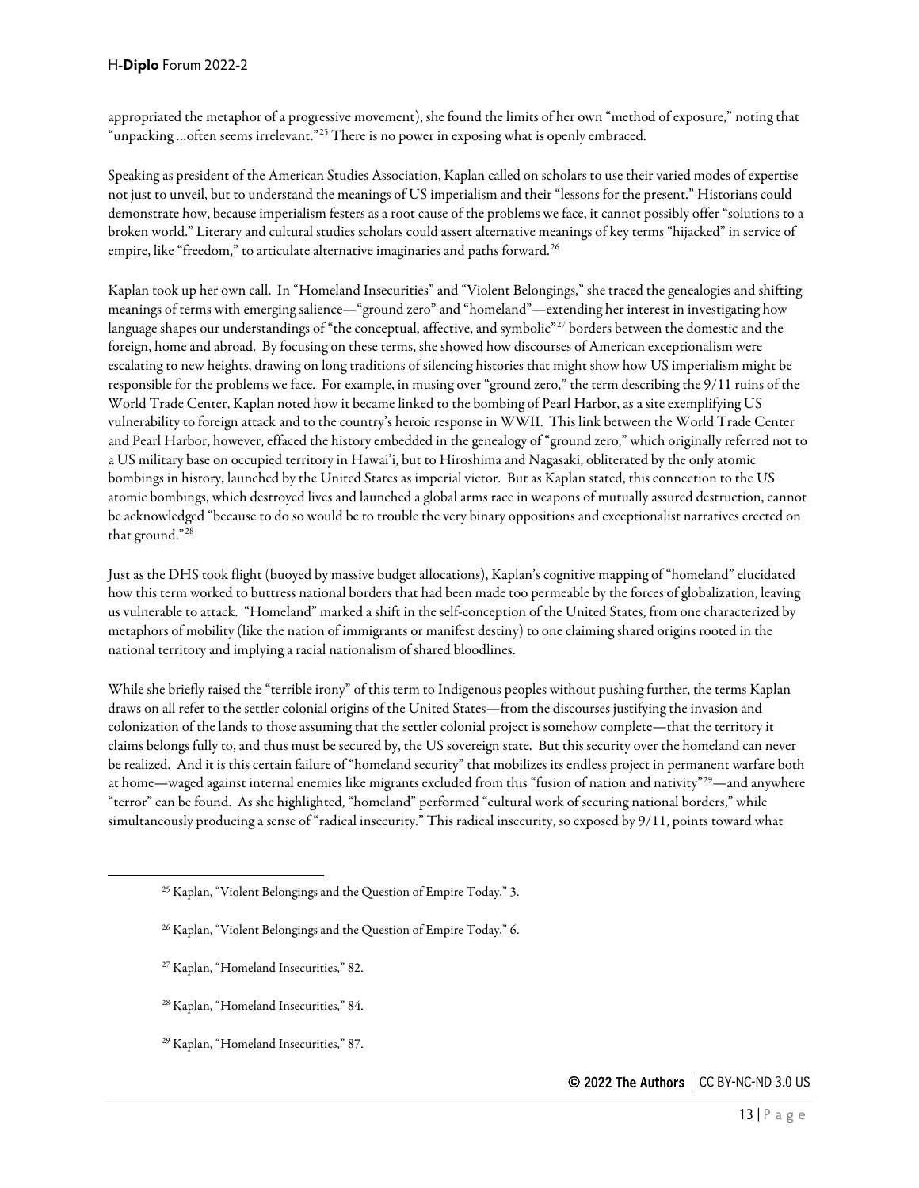appropriated the metaphor of a progressive movement), she found the limits of her own "method of exposure," noting that "unpacking …often seems irrelevant."[25] There is no power in exposing what is openly embraced.

Speaking as president of the American Studies Association, Kaplan called on scholars to use their varied modes of expertise not just to unveil, but to understand the meanings of US imperialism and their "lessons for the present." Historians could demonstrate how, because imperialism festers as a root cause of the problems we face, it cannot possibly offer "solutions to a broken world." Literary and cultural studies scholars could assert alternative meanings of key terms "hijacked" in service of empire, like "freedom," to articulate alternative imaginaries and paths forward.[26]

Kaplan took up her own call. In "Homeland Insecurities" and "Violent Belongings," she traced the genealogies and shifting meanings of terms with emerging salience—"ground zero" and "homeland"—extending her interest in investigating how language shapes our understandings of "the conceptual, affective, and symbolic"[27] borders between the domestic and the foreign, home and abroad. By focusing on these terms, she showed how discourses of American exceptionalism were escalating to new heights, drawing on long traditions of silencing histories that might show how US imperialism might be responsible for the problems we face. For example, in musing over "ground zero," the term describing the 9/11 ruins of the World Trade Center, Kaplan noted how it became linked to the bombing of Pearl Harbor, as a site exemplifying US vulnerability to foreign attack and to the country's heroic response in WWII. This link between the World Trade Center and Pearl Harbor, however, effaced the history embedded in the genealogy of "ground zero," which originally referred not to a US military base on occupied territory in Hawai'i, but to Hiroshima and Nagasaki, obliterated by the only atomic bombings in history, launched by the United States as imperial victor. But as Kaplan stated, this connection to the US atomic bombings, which destroyed lives and launched a global arms race in weapons of mutually assured destruction, cannot be acknowledged "because to do so would be to trouble the very binary oppositions and exceptionalist narratives erected on that ground."[28]

Just as the DHS took flight (buoyed by massive budget allocations), Kaplan's cognitive mapping of "homeland" elucidated how this term worked to buttress national borders that had been made too permeable by the forces of globalization, leaving us vulnerable to attack. "Homeland" marked a shift in the self-conception of the United States, from one characterized by metaphors of mobility (like the nation of immigrants or manifest destiny) to one claiming shared origins rooted in the national territory and implying a racial nationalism of shared bloodlines.

While she briefly raised the "terrible irony" of this term to Indigenous peoples without pushing further, the terms Kaplan draws on all refer to the settler colonial origins of the United States—from the discourses justifying the invasion and colonization of the lands to those assuming that the settler colonial project is somehow complete—that the territory it claims belongs fully to, and thus must be secured by, the US sovereign state. But this security over the homeland can never be realized. And it is this certain failure of "homeland security" that mobilizes its endless project in permanent warfare both at home—waged against internal enemies like migrants excluded from this "fusion of nation and nativity"[29]—and anywhere "terror" can be found. As she highlighted, "homeland" performed "cultural work of securing national borders," while simultaneously producing a sense of "radical insecurity." This radical insecurity, so exposed by 9/11, points toward what

[25] Kaplan, "Violent Belongings and the Question of Empire Today," 3.

[26] Kaplan, "Violent Belongings and the Question of Empire Today," 6.

[27] Kaplan, "Homeland Insecurities," 82.

[28] Kaplan, "Homeland Insecurities," 84.

[29] Kaplan, "Homeland Insecurities," 87.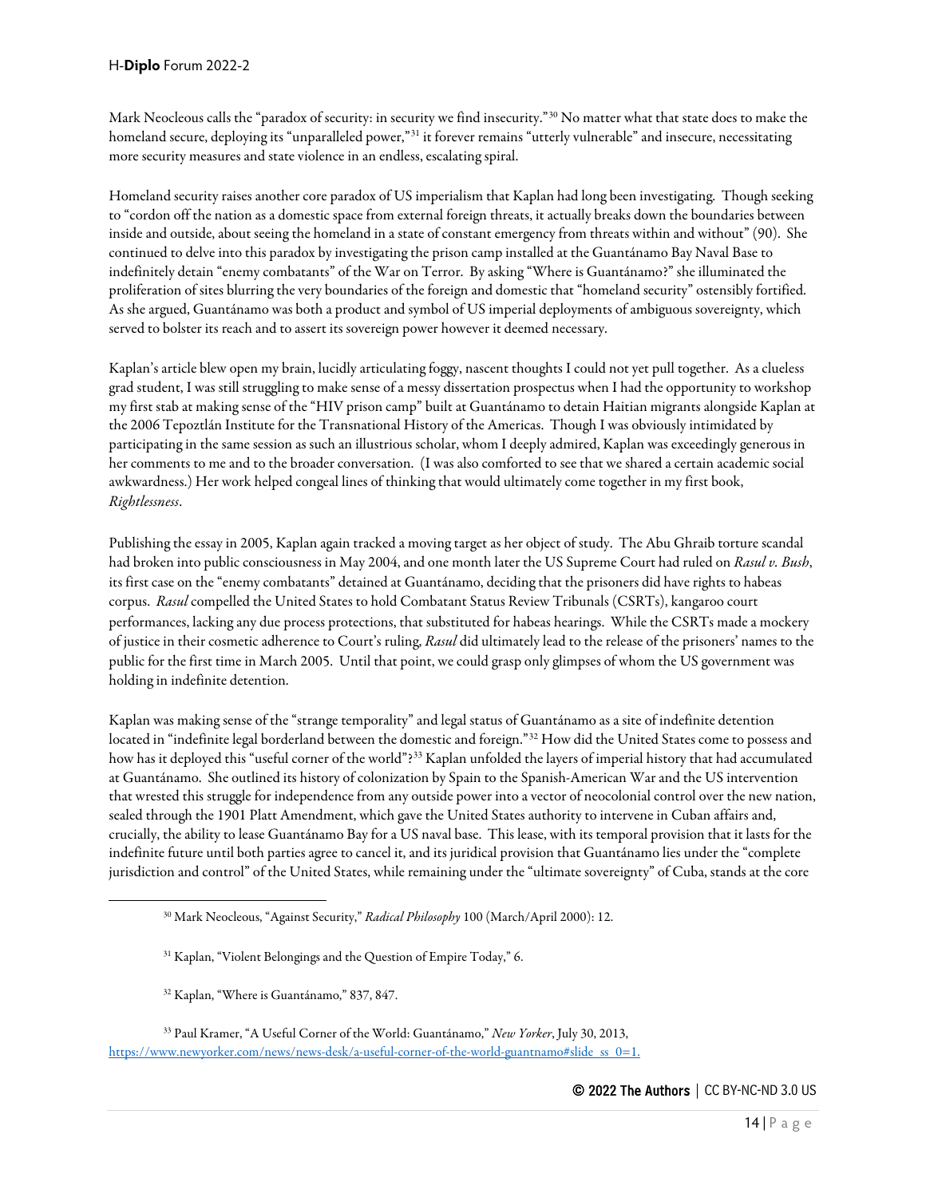Mark Neocleous calls the "paradox of security: in security we find insecurity."[30] No matter what that state does to make the homeland secure, deploying its "unparalleled power,"[31] it forever remains "utterly vulnerable" and insecure, necessitating more security measures and state violence in an endless, escalating spiral.

Homeland security raises another core paradox of US imperialism that Kaplan had long been investigating. Though seeking to "cordon off the nation as a domestic space from external foreign threats, it actually breaks down the boundaries between inside and outside, about seeing the homeland in a state of constant emergency from threats within and without" (90). She continued to delve into this paradox by investigating the prison camp installed at the Guantánamo Bay Naval Base to indefinitely detain "enemy combatants" of the War on Terror. By asking "Where is Guantánamo?" she illuminated the proliferation of sites blurring the very boundaries of the foreign and domestic that "homeland security" ostensibly fortified. As she argued, Guantánamo was both a product and symbol of US imperial deployments of ambiguous sovereignty, which served to bolster its reach and to assert its sovereign power however it deemed necessary.

Kaplan's article blew open my brain, lucidly articulating foggy, nascent thoughts I could not yet pull together. As a clueless grad student, I was still struggling to make sense of a messy dissertation prospectus when I had the opportunity to workshop my first stab at making sense of the "HIV prison camp" built at Guantánamo to detain Haitian migrants alongside Kaplan at the 2006 Tepoztlán Institute for the Transnational History of the Americas. Though I was obviously intimidated by participating in the same session as such an illustrious scholar, whom I deeply admired, Kaplan was exceedingly generous in her comments to me and to the broader conversation. (I was also comforted to see that we shared a certain academic social awkwardness.) Her work helped congeal lines of thinking that would ultimately come together in my first book, *Rightlessness*.

Publishing the essay in 2005, Kaplan again tracked a moving target as her object of study. The Abu Ghraib torture scandal had broken into public consciousness in May 2004, and one month later the US Supreme Court had ruled on *Rasul v. Bush*, its first case on the "enemy combatants" detained at Guantánamo, deciding that the prisoners did have rights to habeas corpus. *Rasul* compelled the United States to hold Combatant Status Review Tribunals (CSRTs), kangaroo court performances, lacking any due process protections, that substituted for habeas hearings. While the CSRTs made a mockery of justice in their cosmetic adherence to Court's ruling, *Rasul* did ultimately lead to the release of the prisoners' names to the public for the first time in March 2005. Until that point, we could grasp only glimpses of whom the US government was holding in indefinite detention.

Kaplan was making sense of the "strange temporality" and legal status of Guantánamo as a site of indefinite detention located in "indefinite legal borderland between the domestic and foreign."[32] How did the United States come to possess and how has it deployed this "useful corner of the world"?[33] Kaplan unfolded the layers of imperial history that had accumulated at Guantánamo. She outlined its history of colonization by Spain to the Spanish-American War and the US intervention that wrested this struggle for independence from any outside power into a vector of neocolonial control over the new nation, sealed through the 1901 Platt Amendment, which gave the United States authority to intervene in Cuban affairs and, crucially, the ability to lease Guantánamo Bay for a US naval base. This lease, with its temporal provision that it lasts for the indefinite future until both parties agree to cancel it, and its juridical provision that Guantánamo lies under the "complete jurisdiction and control" of the United States, while remaining under the "ultimate sovereignty" of Cuba, stands at the core

---

[30] Mark Neocleous, "Against Security," *Radical Philosophy* 100 (March/April 2000): 12.

[31] Kaplan, "Violent Belongings and the Question of Empire Today," 6.

[32] Kaplan, "Where is Guantánamo," 837, 847.

[33] Paul Kramer, "A Useful Corner of the World: Guantánamo," *New Yorker*, July 30, 2013, https://www.newyorker.com/news/news-desk/a-useful-corner-of-the-world-guantnamo#slide_ss_0=1.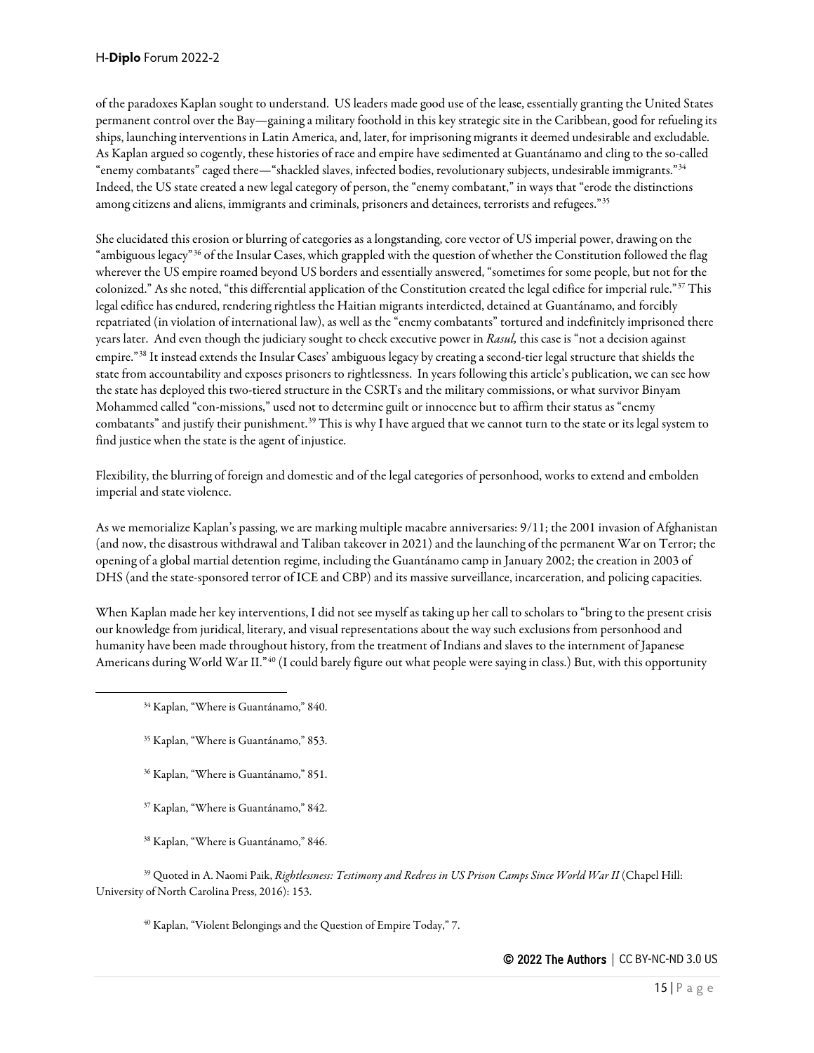of the paradoxes Kaplan sought to understand. US leaders made good use of the lease, essentially granting the United States permanent control over the Bay—gaining a military foothold in this key strategic site in the Caribbean, good for refueling its ships, launching interventions in Latin America, and, later, for imprisoning migrants it deemed undesirable and excludable. As Kaplan argued so cogently, these histories of race and empire have sedimented at Guantánamo and cling to the so-called "enemy combatants" caged there—"shackled slaves, infected bodies, revolutionary subjects, undesirable immigrants."[34] Indeed, the US state created a new legal category of person, the "enemy combatant," in ways that "erode the distinctions among citizens and aliens, immigrants and criminals, prisoners and detainees, terrorists and refugees."[35]

She elucidated this erosion or blurring of categories as a longstanding, core vector of US imperial power, drawing on the "ambiguous legacy"[36] of the Insular Cases, which grappled with the question of whether the Constitution followed the flag wherever the US empire roamed beyond US borders and essentially answered, "sometimes for some people, but not for the colonized." As she noted, "this differential application of the Constitution created the legal edifice for imperial rule."[37] This legal edifice has endured, rendering rightless the Haitian migrants interdicted, detained at Guantánamo, and forcibly repatriated (in violation of international law), as well as the "enemy combatants" tortured and indefinitely imprisoned there years later. And even though the judiciary sought to check executive power in *Rasul,* this case is "not a decision against empire."[38] It instead extends the Insular Cases' ambiguous legacy by creating a second-tier legal structure that shields the state from accountability and exposes prisoners to rightlessness. In years following this article's publication, we can see how the state has deployed this two-tiered structure in the CSRTs and the military commissions, or what survivor Binyam Mohammed called "con-missions," used not to determine guilt or innocence but to affirm their status as "enemy combatants" and justify their punishment.[39] This is why I have argued that we cannot turn to the state or its legal system to find justice when the state is the agent of injustice.

Flexibility, the blurring of foreign and domestic and of the legal categories of personhood, works to extend and embolden imperial and state violence.

As we memorialize Kaplan's passing, we are marking multiple macabre anniversaries: 9/11; the 2001 invasion of Afghanistan (and now, the disastrous withdrawal and Taliban takeover in 2021) and the launching of the permanent War on Terror; the opening of a global martial detention regime, including the Guantánamo camp in January 2002; the creation in 2003 of DHS (and the state-sponsored terror of ICE and CBP) and its massive surveillance, incarceration, and policing capacities.

When Kaplan made her key interventions, I did not see myself as taking up her call to scholars to "bring to the present crisis our knowledge from juridical, literary, and visual representations about the way such exclusions from personhood and humanity have been made throughout history, from the treatment of Indians and slaves to the internment of Japanese Americans during World War II."[40] (I could barely figure out what people were saying in class.) But, with this opportunity

---

[34] Kaplan, "Where is Guantánamo," 840.

[35] Kaplan, "Where is Guantánamo," 853.

[36] Kaplan, "Where is Guantánamo," 851.

[37] Kaplan, "Where is Guantánamo," 842.

[38] Kaplan, "Where is Guantánamo," 846.

[39] Quoted in A. Naomi Paik, *Rightlessness: Testimony and Redress in US Prison Camps Since World War II* (Chapel Hill: University of North Carolina Press, 2016): 153.

[40] Kaplan, "Violent Belongings and the Question of Empire Today," 7.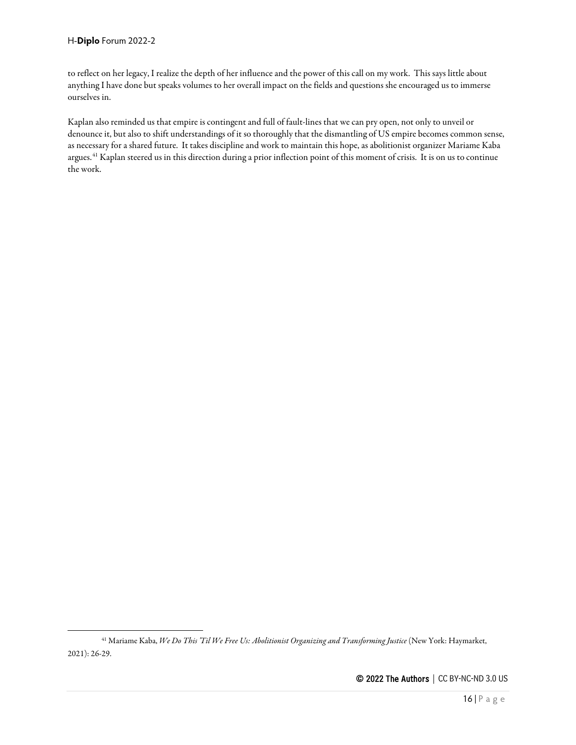to reflect on her legacy, I realize the depth of her influence and the power of this call on my work. This says little about anything I have done but speaks volumes to her overall impact on the fields and questions she encouraged us to immerse ourselves in.

Kaplan also reminded us that empire is contingent and full of fault-lines that we can pry open, not only to unveil or denounce it, but also to shift understandings of it so thoroughly that the dismantling of US empire becomes common sense, as necessary for a shared future. It takes discipline and work to maintain this hope, as abolitionist organizer Mariame Kaba argues.[41] Kaplan steered us in this direction during a prior inflection point of this moment of crisis. It is on us to continue the work.

---

[41] Mariame Kaba, *We Do This 'Til We Free Us: Abolitionist Organizing and Transforming Justice* (New York: Haymarket, 2021): 26-29.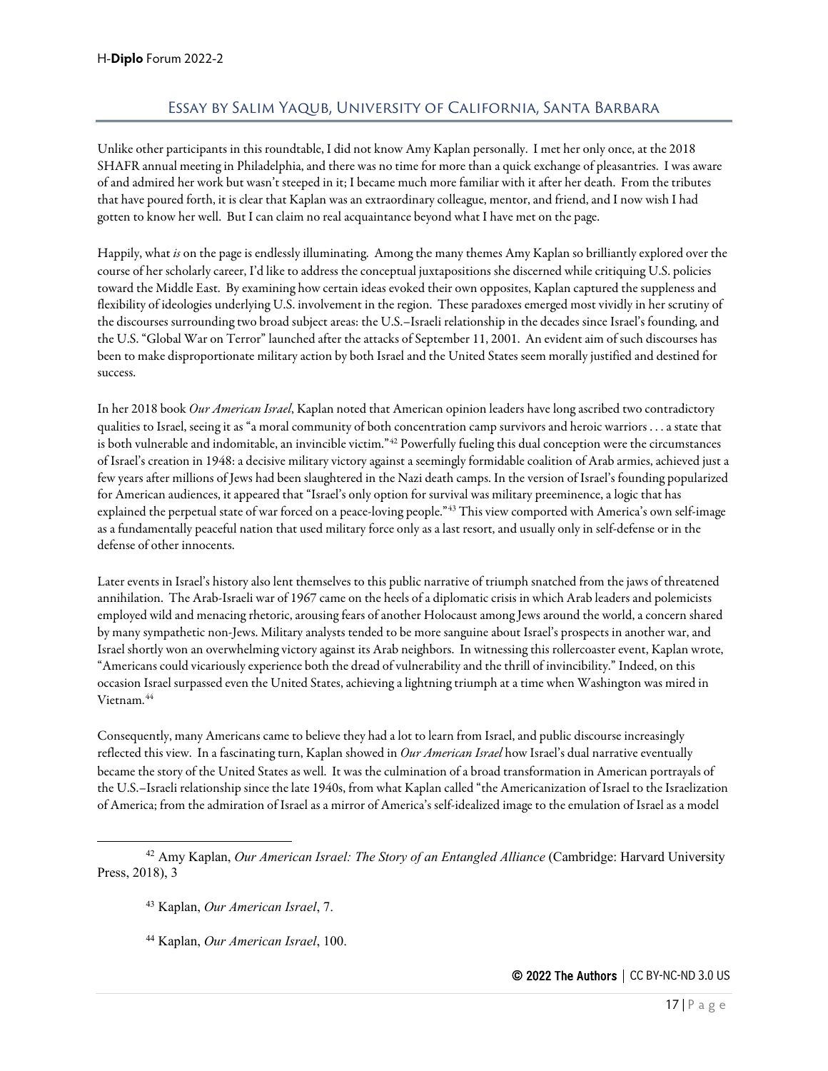## Essay by Salim Yaqub, University of California, Santa Barbara

Unlike other participants in this roundtable, I did not know Amy Kaplan personally. I met her only once, at the 2018 SHAFR annual meeting in Philadelphia, and there was no time for more than a quick exchange of pleasantries. I was aware of and admired her work but wasn't steeped in it; I became much more familiar with it after her death. From the tributes that have poured forth, it is clear that Kaplan was an extraordinary colleague, mentor, and friend, and I now wish I had gotten to know her well. But I can claim no real acquaintance beyond what I have met on the page.

Happily, what *is* on the page is endlessly illuminating. Among the many themes Amy Kaplan so brilliantly explored over the course of her scholarly career, I'd like to address the conceptual juxtapositions she discerned while critiquing U.S. policies toward the Middle East. By examining how certain ideas evoked their own opposites, Kaplan captured the suppleness and flexibility of ideologies underlying U.S. involvement in the region. These paradoxes emerged most vividly in her scrutiny of the discourses surrounding two broad subject areas: the U.S.–Israeli relationship in the decades since Israel's founding, and the U.S. "Global War on Terror" launched after the attacks of September 11, 2001. An evident aim of such discourses has been to make disproportionate military action by both Israel and the United States seem morally justified and destined for success.

In her 2018 book *Our American Israel*, Kaplan noted that American opinion leaders have long ascribed two contradictory qualities to Israel, seeing it as "a moral community of both concentration camp survivors and heroic warriors . . . a state that is both vulnerable and indomitable, an invincible victim."[42] Powerfully fueling this dual conception were the circumstances of Israel's creation in 1948: a decisive military victory against a seemingly formidable coalition of Arab armies, achieved just a few years after millions of Jews had been slaughtered in the Nazi death camps. In the version of Israel's founding popularized for American audiences, it appeared that "Israel's only option for survival was military preeminence, a logic that has explained the perpetual state of war forced on a peace-loving people."[43] This view comported with America's own self-image as a fundamentally peaceful nation that used military force only as a last resort, and usually only in self-defense or in the defense of other innocents.

Later events in Israel's history also lent themselves to this public narrative of triumph snatched from the jaws of threatened annihilation. The Arab-Israeli war of 1967 came on the heels of a diplomatic crisis in which Arab leaders and polemicists employed wild and menacing rhetoric, arousing fears of another Holocaust among Jews around the world, a concern shared by many sympathetic non-Jews. Military analysts tended to be more sanguine about Israel's prospects in another war, and Israel shortly won an overwhelming victory against its Arab neighbors. In witnessing this rollercoaster event, Kaplan wrote, "Americans could vicariously experience both the dread of vulnerability and the thrill of invincibility." Indeed, on this occasion Israel surpassed even the United States, achieving a lightning triumph at a time when Washington was mired in Vietnam.[44]

Consequently, many Americans came to believe they had a lot to learn from Israel, and public discourse increasingly reflected this view. In a fascinating turn, Kaplan showed in *Our American Israel* how Israel's dual narrative eventually became the story of the United States as well. It was the culmination of a broad transformation in American portrayals of the U.S.–Israeli relationship since the late 1940s, from what Kaplan called "the Americanization of Israel to the Israelization of America; from the admiration of Israel as a mirror of America's self-idealized image to the emulation of Israel as a model

---

[42] Amy Kaplan, *Our American Israel: The Story of an Entangled Alliance* (Cambridge: Harvard University Press, 2018), 3

[43] Kaplan, *Our American Israel*, 7.

[44] Kaplan, *Our American Israel*, 100.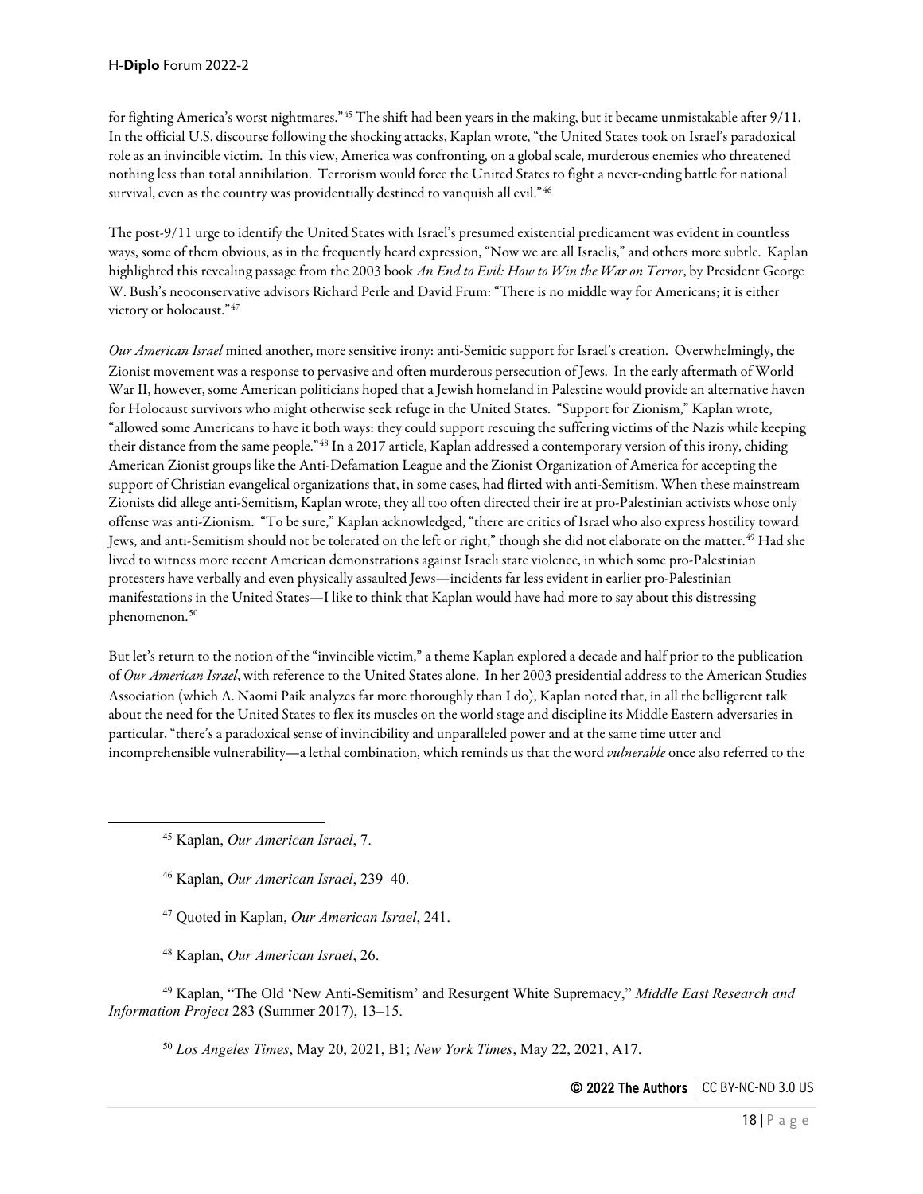for fighting America's worst nightmares."[45] The shift had been years in the making, but it became unmistakable after 9/11. In the official U.S. discourse following the shocking attacks, Kaplan wrote, "the United States took on Israel's paradoxical role as an invincible victim. In this view, America was confronting, on a global scale, murderous enemies who threatened nothing less than total annihilation. Terrorism would force the United States to fight a never-ending battle for national survival, even as the country was providentially destined to vanquish all evil."[46]

The post-9/11 urge to identify the United States with Israel's presumed existential predicament was evident in countless ways, some of them obvious, as in the frequently heard expression, "Now we are all Israelis," and others more subtle. Kaplan highlighted this revealing passage from the 2003 book *An End to Evil: How to Win the War on Terror*, by President George W. Bush's neoconservative advisors Richard Perle and David Frum: "There is no middle way for Americans; it is either victory or holocaust."[47]

*Our American Israel* mined another, more sensitive irony: anti-Semitic support for Israel's creation. Overwhelmingly, the Zionist movement was a response to pervasive and often murderous persecution of Jews. In the early aftermath of World War II, however, some American politicians hoped that a Jewish homeland in Palestine would provide an alternative haven for Holocaust survivors who might otherwise seek refuge in the United States. "Support for Zionism," Kaplan wrote, "allowed some Americans to have it both ways: they could support rescuing the suffering victims of the Nazis while keeping their distance from the same people."[48] In a 2017 article, Kaplan addressed a contemporary version of this irony, chiding American Zionist groups like the Anti-Defamation League and the Zionist Organization of America for accepting the support of Christian evangelical organizations that, in some cases, had flirted with anti-Semitism. When these mainstream Zionists did allege anti-Semitism, Kaplan wrote, they all too often directed their ire at pro-Palestinian activists whose only offense was anti-Zionism. "To be sure," Kaplan acknowledged, "there are critics of Israel who also express hostility toward Jews, and anti-Semitism should not be tolerated on the left or right," though she did not elaborate on the matter.[49] Had she lived to witness more recent American demonstrations against Israeli state violence, in which some pro-Palestinian protesters have verbally and even physically assaulted Jews—incidents far less evident in earlier pro-Palestinian manifestations in the United States—I like to think that Kaplan would have had more to say about this distressing phenomenon.[50]

But let's return to the notion of the "invincible victim," a theme Kaplan explored a decade and half prior to the publication of *Our American Israel*, with reference to the United States alone. In her 2003 presidential address to the American Studies Association (which A. Naomi Paik analyzes far more thoroughly than I do), Kaplan noted that, in all the belligerent talk about the need for the United States to flex its muscles on the world stage and discipline its Middle Eastern adversaries in particular, "there's a paradoxical sense of invincibility and unparalleled power and at the same time utter and incomprehensible vulnerability—a lethal combination, which reminds us that the word *vulnerable* once also referred to the

---

[45] Kaplan, *Our American Israel*, 7.

[46] Kaplan, *Our American Israel*, 239–40.

[47] Quoted in Kaplan, *Our American Israel*, 241.

[48] Kaplan, *Our American Israel*, 26.

[49] Kaplan, "The Old 'New Anti-Semitism' and Resurgent White Supremacy," *Middle East Research and Information Project* 283 (Summer 2017), 13–15.

[50] *Los Angeles Times*, May 20, 2021, B1; *New York Times*, May 22, 2021, A17.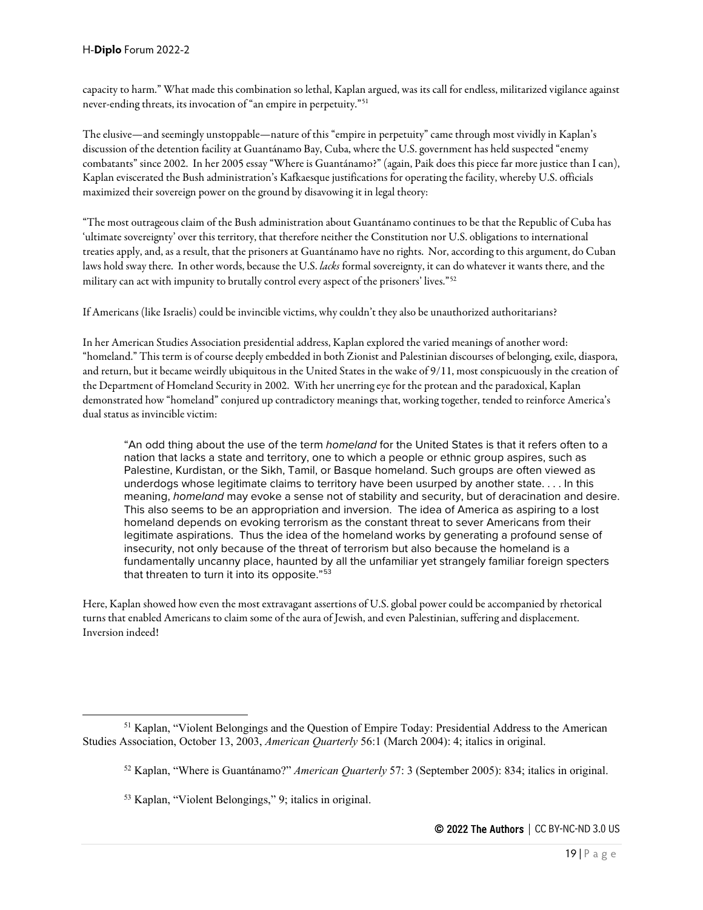capacity to harm." What made this combination so lethal, Kaplan argued, was its call for endless, militarized vigilance against never-ending threats, its invocation of "an empire in perpetuity."[51]

The elusive—and seemingly unstoppable—nature of this "empire in perpetuity" came through most vividly in Kaplan's discussion of the detention facility at Guantánamo Bay, Cuba, where the U.S. government has held suspected "enemy combatants" since 2002. In her 2005 essay "Where is Guantánamo?" (again, Paik does this piece far more justice than I can), Kaplan eviscerated the Bush administration's Kafkaesque justifications for operating the facility, whereby U.S. officials maximized their sovereign power on the ground by disavowing it in legal theory:

"The most outrageous claim of the Bush administration about Guantánamo continues to be that the Republic of Cuba has 'ultimate sovereignty' over this territory, that therefore neither the Constitution nor U.S. obligations to international treaties apply, and, as a result, that the prisoners at Guantánamo have no rights. Nor, according to this argument, do Cuban laws hold sway there. In other words, because the U.S. *lacks* formal sovereignty, it can do whatever it wants there, and the military can act with impunity to brutally control every aspect of the prisoners' lives."[52]

If Americans (like Israelis) could be invincible victims, why couldn't they also be unauthorized authoritarians?

In her American Studies Association presidential address, Kaplan explored the varied meanings of another word: "homeland." This term is of course deeply embedded in both Zionist and Palestinian discourses of belonging, exile, diaspora, and return, but it became weirdly ubiquitous in the United States in the wake of 9/11, most conspicuously in the creation of the Department of Homeland Security in 2002. With her unerring eye for the protean and the paradoxical, Kaplan demonstrated how "homeland" conjured up contradictory meanings that, working together, tended to reinforce America's dual status as invincible victim:

> "An odd thing about the use of the term *homeland* for the United States is that it refers often to a nation that lacks a state and territory, one to which a people or ethnic group aspires, such as Palestine, Kurdistan, or the Sikh, Tamil, or Basque homeland. Such groups are often viewed as underdogs whose legitimate claims to territory have been usurped by another state. . . . In this meaning, *homeland* may evoke a sense not of stability and security, but of deracination and desire. This also seems to be an appropriation and inversion. The idea of America as aspiring to a lost homeland depends on evoking terrorism as the constant threat to sever Americans from their legitimate aspirations. Thus the idea of the homeland works by generating a profound sense of insecurity, not only because of the threat of terrorism but also because the homeland is a fundamentally uncanny place, haunted by all the unfamiliar yet strangely familiar foreign specters that threaten to turn it into its opposite."[53]

Here, Kaplan showed how even the most extravagant assertions of U.S. global power could be accompanied by rhetorical turns that enabled Americans to claim some of the aura of Jewish, and even Palestinian, suffering and displacement. Inversion indeed!

---

[51] Kaplan, "Violent Belongings and the Question of Empire Today: Presidential Address to the American Studies Association, October 13, 2003, *American Quarterly* 56:1 (March 2004): 4; italics in original.

[52] Kaplan, "Where is Guantánamo?" *American Quarterly* 57: 3 (September 2005): 834; italics in original.

[53] Kaplan, "Violent Belongings," 9; italics in original.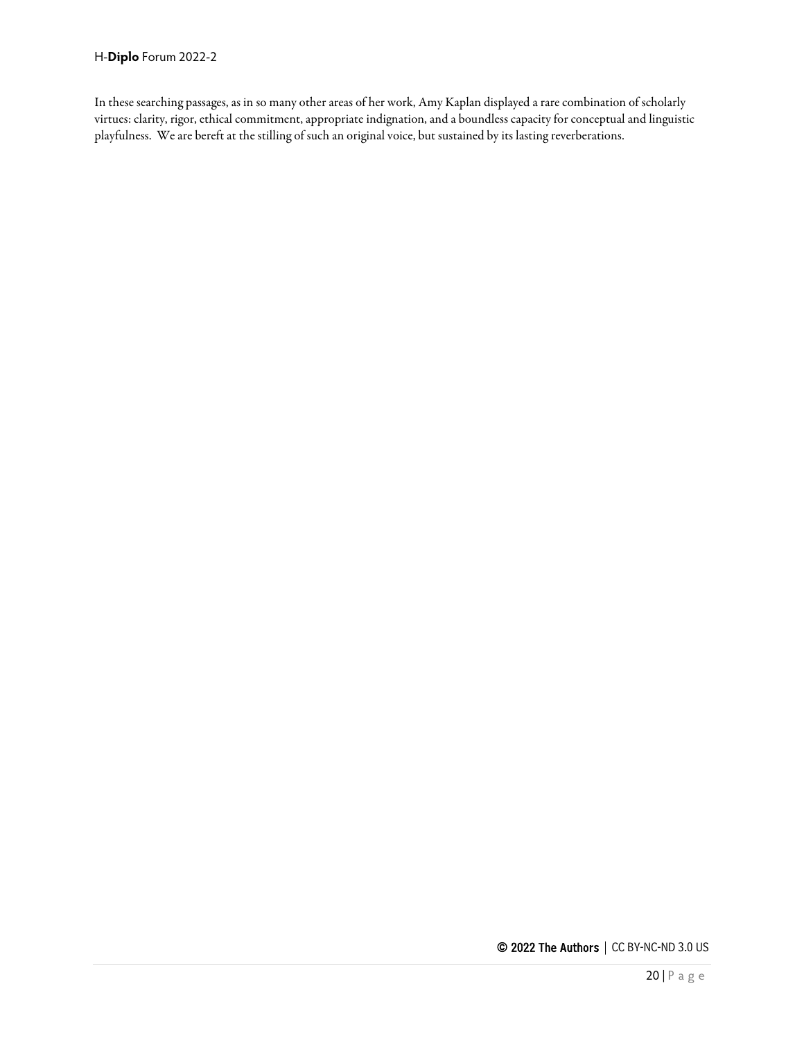In these searching passages, as in so many other areas of her work, Amy Kaplan displayed a rare combination of scholarly virtues: clarity, rigor, ethical commitment, appropriate indignation, and a boundless capacity for conceptual and linguistic playfulness. We are bereft at the stilling of such an original voice, but sustained by its lasting reverberations.